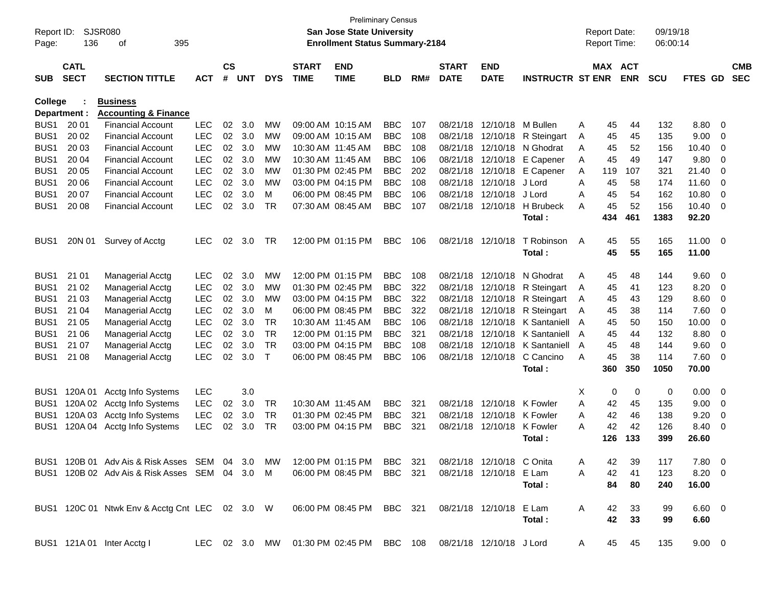Preliminary Census

**San Jose State University**

**Enrollment Status Summary-2184**

Report ID: SJSR080

Report Date: 09/19/18
Report Time: 06:00:14

**College : Business**

**Department : Accounting & Finance**

| SUB | CATL SECT | SECTION TITTLE | ACT | CS # | UNT | DYS | START TIME | END TIME | BLD | RM# | START DATE | END DATE | INSTRUCTR | ST | MAX ENR | ACT ENR | SCU | FTES | GD | CMB SEC |
|---|---|---|---|---|---|---|---|---|---|---|---|---|---|---|---|---|---|---|---|---|
| BUS1 | 20 01 | Financial Account | LEC | 02 | 3.0 | MW | 09:00 AM | 10:15 AM | BBC | 107 | 08/21/18 | 12/10/18 | M Bullen | A | 45 | 44 | 132 | 8.80 | 0 | |
| BUS1 | 20 02 | Financial Account | LEC | 02 | 3.0 | MW | 09:00 AM | 10:15 AM | BBC | 108 | 08/21/18 | 12/10/18 | R Steingart | A | 45 | 45 | 135 | 9.00 | 0 | |
| BUS1 | 20 03 | Financial Account | LEC | 02 | 3.0 | MW | 10:30 AM | 11:45 AM | BBC | 108 | 08/21/18 | 12/10/18 | N Ghodrat | A | 45 | 52 | 156 | 10.40 | 0 | |
| BUS1 | 20 04 | Financial Account | LEC | 02 | 3.0 | MW | 10:30 AM | 11:45 AM | BBC | 106 | 08/21/18 | 12/10/18 | E Capener | A | 45 | 49 | 147 | 9.80 | 0 | |
| BUS1 | 20 05 | Financial Account | LEC | 02 | 3.0 | MW | 01:30 PM | 02:45 PM | BBC | 202 | 08/21/18 | 12/10/18 | E Capener | A | 119 | 107 | 321 | 21.40 | 0 | |
| BUS1 | 20 06 | Financial Account | LEC | 02 | 3.0 | MW | 03:00 PM | 04:15 PM | BBC | 108 | 08/21/18 | 12/10/18 | J Lord | A | 45 | 58 | 174 | 11.60 | 0 | |
| BUS1 | 20 07 | Financial Account | LEC | 02 | 3.0 | M | 06:00 PM | 08:45 PM | BBC | 106 | 08/21/18 | 12/10/18 | J Lord | A | 45 | 54 | 162 | 10.80 | 0 | |
| BUS1 | 20 08 | Financial Account | LEC | 02 | 3.0 | TR | 07:30 AM | 08:45 AM | BBC | 107 | 08/21/18 | 12/10/18 | H Brubeck | A | 45 | 52 | 156 | 10.40 | 0 | |
| | | | | | | | | | | | | | **Total :** | | **434** | **461** | **1383** | **92.20** | | |
| BUS1 | 20N 01 | Survey of Acctg | LEC | 02 | 3.0 | TR | 12:00 PM | 01:15 PM | BBC | 106 | 08/21/18 | 12/10/18 | T Robinson | A | 45 | 55 | 165 | 11.00 | 0 | |
| | | | | | | | | | | | | | **Total :** | | **45** | **55** | **165** | **11.00** | | |
| BUS1 | 21 01 | Managerial Acctg | LEC | 02 | 3.0 | MW | 12:00 PM | 01:15 PM | BBC | 108 | 08/21/18 | 12/10/18 | N Ghodrat | A | 45 | 48 | 144 | 9.60 | 0 | |
| BUS1 | 21 02 | Managerial Acctg | LEC | 02 | 3.0 | MW | 01:30 PM | 02:45 PM | BBC | 322 | 08/21/18 | 12/10/18 | R Steingart | A | 45 | 41 | 123 | 8.20 | 0 | |
| BUS1 | 21 03 | Managerial Acctg | LEC | 02 | 3.0 | MW | 03:00 PM | 04:15 PM | BBC | 322 | 08/21/18 | 12/10/18 | R Steingart | A | 45 | 43 | 129 | 8.60 | 0 | |
| BUS1 | 21 04 | Managerial Acctg | LEC | 02 | 3.0 | M | 06:00 PM | 08:45 PM | BBC | 322 | 08/21/18 | 12/10/18 | R Steingart | A | 45 | 38 | 114 | 7.60 | 0 | |
| BUS1 | 21 05 | Managerial Acctg | LEC | 02 | 3.0 | TR | 10:30 AM | 11:45 AM | BBC | 106 | 08/21/18 | 12/10/18 | K Santaniell | A | 45 | 50 | 150 | 10.00 | 0 | |
| BUS1 | 21 06 | Managerial Acctg | LEC | 02 | 3.0 | TR | 12:00 PM | 01:15 PM | BBC | 321 | 08/21/18 | 12/10/18 | K Santaniell | A | 45 | 44 | 132 | 8.80 | 0 | |
| BUS1 | 21 07 | Managerial Acctg | LEC | 02 | 3.0 | TR | 03:00 PM | 04:15 PM | BBC | 108 | 08/21/18 | 12/10/18 | K Santaniell | A | 45 | 48 | 144 | 9.60 | 0 | |
| BUS1 | 21 08 | Managerial Acctg | LEC | 02 | 3.0 | T | 06:00 PM | 08:45 PM | BBC | 106 | 08/21/18 | 12/10/18 | C Cancino | A | 45 | 38 | 114 | 7.60 | 0 | |
| | | | | | | | | | | | | | **Total :** | | **360** | **350** | **1050** | **70.00** | | |
| BUS1 | 120A 01 | Acctg Info Systems | LEC | | 3.0 | | | | | | | | | X | 0 | 0 | 0 | 0.00 | 0 | |
| BUS1 | 120A 02 | Acctg Info Systems | LEC | 02 | 3.0 | TR | 10:30 AM | 11:45 AM | BBC | 321 | 08/21/18 | 12/10/18 | K Fowler | A | 42 | 45 | 135 | 9.00 | 0 | |
| BUS1 | 120A 03 | Acctg Info Systems | LEC | 02 | 3.0 | TR | 01:30 PM | 02:45 PM | BBC | 321 | 08/21/18 | 12/10/18 | K Fowler | A | 42 | 46 | 138 | 9.20 | 0 | |
| BUS1 | 120A 04 | Acctg Info Systems | LEC | 02 | 3.0 | TR | 03:00 PM | 04:15 PM | BBC | 321 | 08/21/18 | 12/10/18 | K Fowler | A | 42 | 42 | 126 | 8.40 | 0 | |
| | | | | | | | | | | | | | **Total :** | | **126** | **133** | **399** | **26.60** | | |
| BUS1 | 120B 01 | Adv Ais & Risk Asses | SEM | 04 | 3.0 | MW | 12:00 PM | 01:15 PM | BBC | 321 | 08/21/18 | 12/10/18 | C Onita | A | 42 | 39 | 117 | 7.80 | 0 | |
| BUS1 | 120B 02 | Adv Ais & Risk Asses | SEM | 04 | 3.0 | M | 06:00 PM | 08:45 PM | BBC | 321 | 08/21/18 | 12/10/18 | E Lam | A | 42 | 41 | 123 | 8.20 | 0 | |
| | | | | | | | | | | | | | **Total :** | | **84** | **80** | **240** | **16.00** | | |
| BUS1 | 120C 01 | Ntwk Env & Acctg Cnt | LEC | 02 | 3.0 | W | 06:00 PM | 08:45 PM | BBC | 321 | 08/21/18 | 12/10/18 | E Lam | A | 42 | 33 | 99 | 6.60 | 0 | |
| | | | | | | | | | | | | | **Total :** | | **42** | **33** | **99** | **6.60** | | |
| BUS1 | 121A 01 | Inter Acctg I | LEC | 02 | 3.0 | MW | 01:30 PM | 02:45 PM | BBC | 108 | 08/21/18 | 12/10/18 | J Lord | A | 45 | 45 | 135 | 9.00 | 0 | |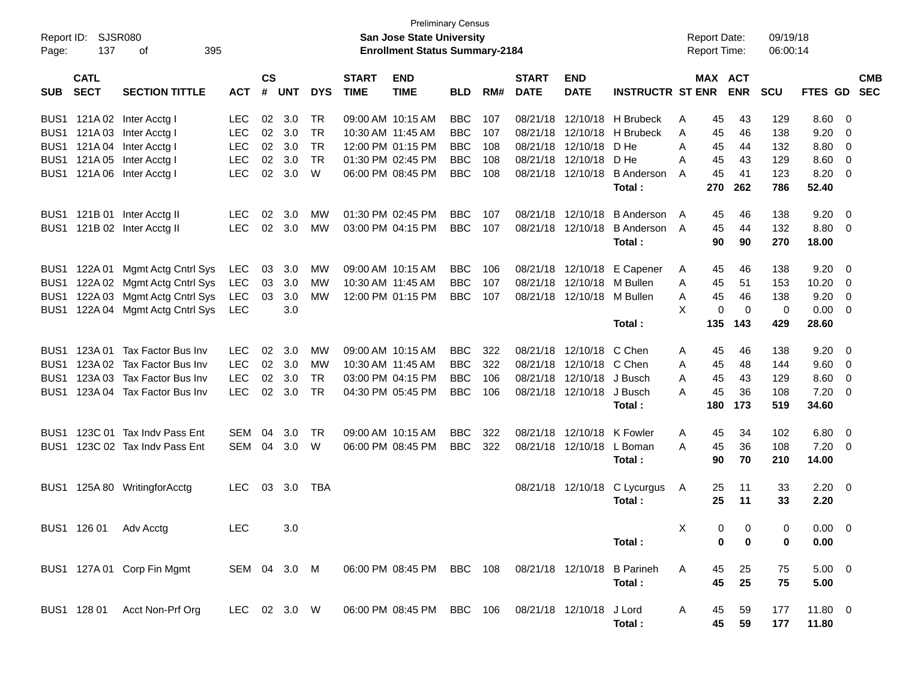Preliminary Census

**San Jose State University**

**Enrollment Status Summary-2184**

Report ID: SJSR080

Report Date: 09/19/18

Report Time: 06:00:14

| SUB | CATL SECT | SECTION TITTLE | ACT | CS # | UNT | DYS | START TIME | END TIME | BLD | RM# | START DATE | END DATE | INSTRUCTR | ST | MAX ENR | ACT ENR | SCU | FTES | GD | CMB SEC |
|---|---|---|---|---|---|---|---|---|---|---|---|---|---|---|---|---|---|---|---|---|
| BUS1 | 121A 02 | Inter Acctg I | LEC | 02 | 3.0 | TR | 09:00 AM | 10:15 AM | BBC | 107 | 08/21/18 | 12/10/18 | H Brubeck | A | 45 | 43 | 129 | 8.60 | 0 | |
| BUS1 | 121A 03 | Inter Acctg I | LEC | 02 | 3.0 | TR | 10:30 AM | 11:45 AM | BBC | 107 | 08/21/18 | 12/10/18 | H Brubeck | A | 45 | 46 | 138 | 9.20 | 0 | |
| BUS1 | 121A 04 | Inter Acctg I | LEC | 02 | 3.0 | TR | 12:00 PM | 01:15 PM | BBC | 108 | 08/21/18 | 12/10/18 | D He | A | 45 | 44 | 132 | 8.80 | 0 | |
| BUS1 | 121A 05 | Inter Acctg I | LEC | 02 | 3.0 | TR | 01:30 PM | 02:45 PM | BBC | 108 | 08/21/18 | 12/10/18 | D He | A | 45 | 43 | 129 | 8.60 | 0 | |
| BUS1 | 121A 06 | Inter Acctg I | LEC | 02 | 3.0 | W | 06:00 PM | 08:45 PM | BBC | 108 | 08/21/18 | 12/10/18 | B Anderson | A | 45 | 41 | 123 | 8.20 | 0 | |
| | | | | | | | | | | | | | **Total :** | | **270** | **262** | **786** | **52.40** | | |
| BUS1 | 121B 01 | Inter Acctg II | LEC | 02 | 3.0 | MW | 01:30 PM | 02:45 PM | BBC | 107 | 08/21/18 | 12/10/18 | B Anderson | A | 45 | 46 | 138 | 9.20 | 0 | |
| BUS1 | 121B 02 | Inter Acctg II | LEC | 02 | 3.0 | MW | 03:00 PM | 04:15 PM | BBC | 107 | 08/21/18 | 12/10/18 | B Anderson | A | 45 | 44 | 132 | 8.80 | 0 | |
| | | | | | | | | | | | | | **Total :** | | **90** | **90** | **270** | **18.00** | | |
| BUS1 | 122A 01 | Mgmt Actg Cntrl Sys | LEC | 03 | 3.0 | MW | 09:00 AM | 10:15 AM | BBC | 106 | 08/21/18 | 12/10/18 | E Capener | A | 45 | 46 | 138 | 9.20 | 0 | |
| BUS1 | 122A 02 | Mgmt Actg Cntrl Sys | LEC | 03 | 3.0 | MW | 10:30 AM | 11:45 AM | BBC | 107 | 08/21/18 | 12/10/18 | M Bullen | A | 45 | 51 | 153 | 10.20 | 0 | |
| BUS1 | 122A 03 | Mgmt Actg Cntrl Sys | LEC | 03 | 3.0 | MW | 12:00 PM | 01:15 PM | BBC | 107 | 08/21/18 | 12/10/18 | M Bullen | A | 45 | 46 | 138 | 9.20 | 0 | |
| BUS1 | 122A 04 | Mgmt Actg Cntrl Sys | LEC | | 3.0 | | | | | | | | | X | 0 | 0 | 0 | 0.00 | 0 | |
| | | | | | | | | | | | | | **Total :** | | **135** | **143** | **429** | **28.60** | | |
| BUS1 | 123A 01 | Tax Factor Bus Inv | LEC | 02 | 3.0 | MW | 09:00 AM | 10:15 AM | BBC | 322 | 08/21/18 | 12/10/18 | C Chen | A | 45 | 46 | 138 | 9.20 | 0 | |
| BUS1 | 123A 02 | Tax Factor Bus Inv | LEC | 02 | 3.0 | MW | 10:30 AM | 11:45 AM | BBC | 322 | 08/21/18 | 12/10/18 | C Chen | A | 45 | 48 | 144 | 9.60 | 0 | |
| BUS1 | 123A 03 | Tax Factor Bus Inv | LEC | 02 | 3.0 | TR | 03:00 PM | 04:15 PM | BBC | 106 | 08/21/18 | 12/10/18 | J Busch | A | 45 | 43 | 129 | 8.60 | 0 | |
| BUS1 | 123A 04 | Tax Factor Bus Inv | LEC | 02 | 3.0 | TR | 04:30 PM | 05:45 PM | BBC | 106 | 08/21/18 | 12/10/18 | J Busch | A | 45 | 36 | 108 | 7.20 | 0 | |
| | | | | | | | | | | | | | **Total :** | | **180** | **173** | **519** | **34.60** | | |
| BUS1 | 123C 01 | Tax Indv Pass Ent | SEM | 04 | 3.0 | TR | 09:00 AM | 10:15 AM | BBC | 322 | 08/21/18 | 12/10/18 | K Fowler | A | 45 | 34 | 102 | 6.80 | 0 | |
| BUS1 | 123C 02 | Tax Indv Pass Ent | SEM | 04 | 3.0 | W | 06:00 PM | 08:45 PM | BBC | 322 | 08/21/18 | 12/10/18 | L Boman | A | 45 | 36 | 108 | 7.20 | 0 | |
| | | | | | | | | | | | | | **Total :** | | **90** | **70** | **210** | **14.00** | | |
| BUS1 | 125A 80 | WritingforAcctg | LEC | 03 | 3.0 | TBA | | | | | 08/21/18 | 12/10/18 | C Lycurgus | A | 25 | 11 | 33 | 2.20 | 0 | |
| | | | | | | | | | | | | | **Total :** | | **25** | **11** | **33** | **2.20** | | |
| BUS1 | 126 01 | Adv Acctg | LEC | | 3.0 | | | | | | | | | X | 0 | 0 | 0 | 0.00 | 0 | |
| | | | | | | | | | | | | | **Total :** | | **0** | **0** | **0** | **0.00** | | |
| BUS1 | 127A 01 | Corp Fin Mgmt | SEM | 04 | 3.0 | M | 06:00 PM | 08:45 PM | BBC | 108 | 08/21/18 | 12/10/18 | B Parineh | A | 45 | 25 | 75 | 5.00 | 0 | |
| | | | | | | | | | | | | | **Total :** | | **45** | **25** | **75** | **5.00** | | |
| BUS1 | 128 01 | Acct Non-Prf Org | LEC | 02 | 3.0 | W | 06:00 PM | 08:45 PM | BBC | 106 | 08/21/18 | 12/10/18 | J Lord | A | 45 | 59 | 177 | 11.80 | 0 | |
| | | | | | | | | | | | | | **Total :** | | **45** | **59** | **177** | **11.80** | | |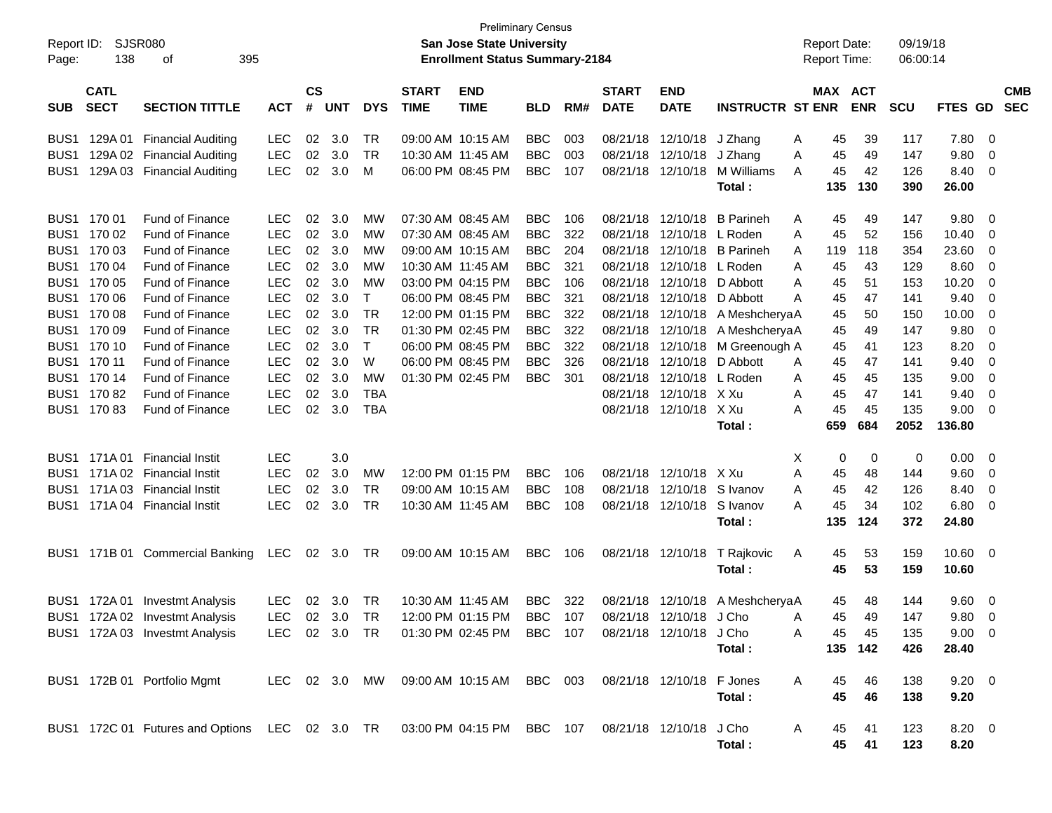Preliminary Census

**San Jose State University**

**Enrollment Status Summary-2184**

Report ID: SJSR080

Report Date: 09/19/18

Report Time: 06:00:14

| SUB | CATL SECT | SECTION TITTLE | ACT | CS # | UNT | DYS | START TIME | END TIME | BLD | RM# | START DATE | END DATE | INSTRUCTR | ST | MAX ENR | ACT ENR | SCU | FTES | GD | CMB SEC |
|---|---|---|---|---|---|---|---|---|---|---|---|---|---|---|---|---|---|---|---|---|
| BUS1 | 129A 01 | Financial Auditing | LEC | 02 | 3.0 | TR | 09:00 AM | 10:15 AM | BBC | 003 | 08/21/18 | 12/10/18 | J Zhang | A | 45 | 39 | 117 | 7.80 | 0 | |
| BUS1 | 129A 02 | Financial Auditing | LEC | 02 | 3.0 | TR | 10:30 AM | 11:45 AM | BBC | 003 | 08/21/18 | 12/10/18 | J Zhang | A | 45 | 49 | 147 | 9.80 | 0 | |
| BUS1 | 129A 03 | Financial Auditing | LEC | 02 | 3.0 | M | 06:00 PM | 08:45 PM | BBC | 107 | 08/21/18 | 12/10/18 | M Williams | A | 45 | 42 | 126 | 8.40 | 0 | |
| | | | | | | | | | | | | | **Total :** | | **135** | **130** | **390** | **26.00** | | |
| BUS1 | 170 01 | Fund of Finance | LEC | 02 | 3.0 | MW | 07:30 AM | 08:45 AM | BBC | 106 | 08/21/18 | 12/10/18 | B Parineh | A | 45 | 49 | 147 | 9.80 | 0 | |
| BUS1 | 170 02 | Fund of Finance | LEC | 02 | 3.0 | MW | 07:30 AM | 08:45 AM | BBC | 322 | 08/21/18 | 12/10/18 | L Roden | A | 45 | 52 | 156 | 10.40 | 0 | |
| BUS1 | 170 03 | Fund of Finance | LEC | 02 | 3.0 | MW | 09:00 AM | 10:15 AM | BBC | 204 | 08/21/18 | 12/10/18 | B Parineh | A | 119 | 118 | 354 | 23.60 | 0 | |
| BUS1 | 170 04 | Fund of Finance | LEC | 02 | 3.0 | MW | 10:30 AM | 11:45 AM | BBC | 321 | 08/21/18 | 12/10/18 | L Roden | A | 45 | 43 | 129 | 8.60 | 0 | |
| BUS1 | 170 05 | Fund of Finance | LEC | 02 | 3.0 | MW | 03:00 PM | 04:15 PM | BBC | 106 | 08/21/18 | 12/10/18 | D Abbott | A | 45 | 51 | 153 | 10.20 | 0 | |
| BUS1 | 170 06 | Fund of Finance | LEC | 02 | 3.0 | T | 06:00 PM | 08:45 PM | BBC | 321 | 08/21/18 | 12/10/18 | D Abbott | A | 45 | 47 | 141 | 9.40 | 0 | |
| BUS1 | 170 08 | Fund of Finance | LEC | 02 | 3.0 | TR | 12:00 PM | 01:15 PM | BBC | 322 | 08/21/18 | 12/10/18 | A Meshcherya | A | 45 | 50 | 150 | 10.00 | 0 | |
| BUS1 | 170 09 | Fund of Finance | LEC | 02 | 3.0 | TR | 01:30 PM | 02:45 PM | BBC | 322 | 08/21/18 | 12/10/18 | A Meshcherya | A | 45 | 49 | 147 | 9.80 | 0 | |
| BUS1 | 170 10 | Fund of Finance | LEC | 02 | 3.0 | T | 06:00 PM | 08:45 PM | BBC | 322 | 08/21/18 | 12/10/18 | M Greenough | A | 45 | 41 | 123 | 8.20 | 0 | |
| BUS1 | 170 11 | Fund of Finance | LEC | 02 | 3.0 | W | 06:00 PM | 08:45 PM | BBC | 326 | 08/21/18 | 12/10/18 | D Abbott | A | 45 | 47 | 141 | 9.40 | 0 | |
| BUS1 | 170 14 | Fund of Finance | LEC | 02 | 3.0 | MW | 01:30 PM | 02:45 PM | BBC | 301 | 08/21/18 | 12/10/18 | L Roden | A | 45 | 45 | 135 | 9.00 | 0 | |
| BUS1 | 170 82 | Fund of Finance | LEC | 02 | 3.0 | TBA | | | | | 08/21/18 | 12/10/18 | X Xu | A | 45 | 47 | 141 | 9.40 | 0 | |
| BUS1 | 170 83 | Fund of Finance | LEC | 02 | 3.0 | TBA | | | | | 08/21/18 | 12/10/18 | X Xu | A | 45 | 45 | 135 | 9.00 | 0 | |
| | | | | | | | | | | | | | **Total :** | | **659** | **684** | **2052** | **136.80** | | |
| BUS1 | 171A 01 | Financial Instit | LEC | | 3.0 | | | | | | | | | X | 0 | 0 | 0 | 0.00 | 0 | |
| BUS1 | 171A 02 | Financial Instit | LEC | 02 | 3.0 | MW | 12:00 PM | 01:15 PM | BBC | 106 | 08/21/18 | 12/10/18 | X Xu | A | 45 | 48 | 144 | 9.60 | 0 | |
| BUS1 | 171A 03 | Financial Instit | LEC | 02 | 3.0 | TR | 09:00 AM | 10:15 AM | BBC | 108 | 08/21/18 | 12/10/18 | S Ivanov | A | 45 | 42 | 126 | 8.40 | 0 | |
| BUS1 | 171A 04 | Financial Instit | LEC | 02 | 3.0 | TR | 10:30 AM | 11:45 AM | BBC | 108 | 08/21/18 | 12/10/18 | S Ivanov | A | 45 | 34 | 102 | 6.80 | 0 | |
| | | | | | | | | | | | | | **Total :** | | **135** | **124** | **372** | **24.80** | | |
| BUS1 | 171B 01 | Commercial Banking | LEC | 02 | 3.0 | TR | 09:00 AM | 10:15 AM | BBC | 106 | 08/21/18 | 12/10/18 | T Rajkovic | A | 45 | 53 | 159 | 10.60 | 0 | |
| | | | | | | | | | | | | | **Total :** | | **45** | **53** | **159** | **10.60** | | |
| BUS1 | 172A 01 | Investmt Analysis | LEC | 02 | 3.0 | TR | 10:30 AM | 11:45 AM | BBC | 322 | 08/21/18 | 12/10/18 | A Meshcherya | A | 45 | 48 | 144 | 9.60 | 0 | |
| BUS1 | 172A 02 | Investmt Analysis | LEC | 02 | 3.0 | TR | 12:00 PM | 01:15 PM | BBC | 107 | 08/21/18 | 12/10/18 | J Cho | A | 45 | 49 | 147 | 9.80 | 0 | |
| BUS1 | 172A 03 | Investmt Analysis | LEC | 02 | 3.0 | TR | 01:30 PM | 02:45 PM | BBC | 107 | 08/21/18 | 12/10/18 | J Cho | A | 45 | 45 | 135 | 9.00 | 0 | |
| | | | | | | | | | | | | | **Total :** | | **135** | **142** | **426** | **28.40** | | |
| BUS1 | 172B 01 | Portfolio Mgmt | LEC | 02 | 3.0 | MW | 09:00 AM | 10:15 AM | BBC | 003 | 08/21/18 | 12/10/18 | F Jones | A | 45 | 46 | 138 | 9.20 | 0 | |
| | | | | | | | | | | | | | **Total :** | | **45** | **46** | **138** | **9.20** | | |
| BUS1 | 172C 01 | Futures and Options | LEC | 02 | 3.0 | TR | 03:00 PM | 04:15 PM | BBC | 107 | 08/21/18 | 12/10/18 | J Cho | A | 45 | 41 | 123 | 8.20 | 0 | |
| | | | | | | | | | | | | | **Total :** | | **45** | **41** | **123** | **8.20** | | |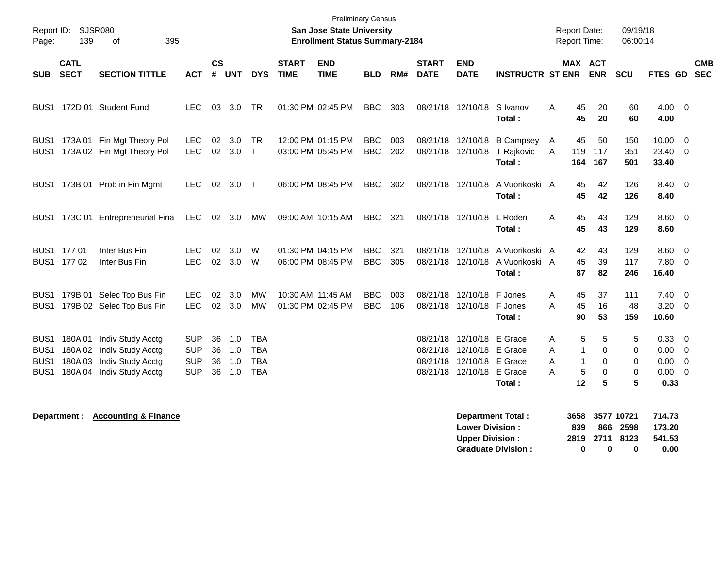Preliminary Census

**San Jose State University**

**Enrollment Status Summary-2184**

Report ID: SJSR080

Report Date: 09/19/18

Report Time: 06:00:14

| SUB | CATL SECT | SECTION TITTLE | ACT | CS # | UNT | DYS | START TIME | END TIME | BLD | RM# | START DATE | END DATE | INSTRUCTR | ST | MAX ENR | ACT ENR | SCU | FTES | GD | CMB SEC |
|---|---|---|---|---|---|---|---|---|---|---|---|---|---|---|---|---|---|---|---|---|
| BUS1 | 172D 01 | Student Fund | LEC | 03 | 3.0 | TR | 01:30 PM | 02:45 PM | BBC | 303 | 08/21/18 | 12/10/18 | S Ivanov | A | 45 | 20 | 60 | 4.00 | 0 | |
| | | | | | | | | | | | | | **Total :** | | **45** | **20** | **60** | **4.00** | | |
| BUS1 | 173A 01 | Fin Mgt Theory Pol | LEC | 02 | 3.0 | TR | 12:00 PM | 01:15 PM | BBC | 003 | 08/21/18 | 12/10/18 | B Campsey | A | 45 | 50 | 150 | 10.00 | 0 | |
| BUS1 | 173A 02 | Fin Mgt Theory Pol | LEC | 02 | 3.0 | T | 03:00 PM | 05:45 PM | BBC | 202 | 08/21/18 | 12/10/18 | T Rajkovic | A | 119 | 117 | 351 | 23.40 | 0 | |
| | | | | | | | | | | | | | **Total :** | | **164** | **167** | **501** | **33.40** | | |
| BUS1 | 173B 01 | Prob in Fin Mgmt | LEC | 02 | 3.0 | T | 06:00 PM | 08:45 PM | BBC | 302 | 08/21/18 | 12/10/18 | A Vuorikoski | A | 45 | 42 | 126 | 8.40 | 0 | |
| | | | | | | | | | | | | | **Total :** | | **45** | **42** | **126** | **8.40** | | |
| BUS1 | 173C 01 | Entrepreneurial Fina | LEC | 02 | 3.0 | MW | 09:00 AM | 10:15 AM | BBC | 321 | 08/21/18 | 12/10/18 | L Roden | A | 45 | 43 | 129 | 8.60 | 0 | |
| | | | | | | | | | | | | | **Total :** | | **45** | **43** | **129** | **8.60** | | |
| BUS1 | 177 01 | Inter Bus Fin | LEC | 02 | 3.0 | W | 01:30 PM | 04:15 PM | BBC | 321 | 08/21/18 | 12/10/18 | A Vuorikoski | A | 42 | 43 | 129 | 8.60 | 0 | |
| BUS1 | 177 02 | Inter Bus Fin | LEC | 02 | 3.0 | W | 06:00 PM | 08:45 PM | BBC | 305 | 08/21/18 | 12/10/18 | A Vuorikoski | A | 45 | 39 | 117 | 7.80 | 0 | |
| | | | | | | | | | | | | | **Total :** | | **87** | **82** | **246** | **16.40** | | |
| BUS1 | 179B 01 | Selec Top Bus Fin | LEC | 02 | 3.0 | MW | 10:30 AM | 11:45 AM | BBC | 003 | 08/21/18 | 12/10/18 | F Jones | A | 45 | 37 | 111 | 7.40 | 0 | |
| BUS1 | 179B 02 | Selec Top Bus Fin | LEC | 02 | 3.0 | MW | 01:30 PM | 02:45 PM | BBC | 106 | 08/21/18 | 12/10/18 | F Jones | A | 45 | 16 | 48 | 3.20 | 0 | |
| | | | | | | | | | | | | | **Total :** | | **90** | **53** | **159** | **10.60** | | |
| BUS1 | 180A 01 | Indiv Study Acctg | SUP | 36 | 1.0 | TBA | | | | | 08/21/18 | 12/10/18 | E Grace | A | 5 | 5 | 5 | 0.33 | 0 | |
| BUS1 | 180A 02 | Indiv Study Acctg | SUP | 36 | 1.0 | TBA | | | | | 08/21/18 | 12/10/18 | E Grace | A | 1 | 0 | 0 | 0.00 | 0 | |
| BUS1 | 180A 03 | Indiv Study Acctg | SUP | 36 | 1.0 | TBA | | | | | 08/21/18 | 12/10/18 | E Grace | A | 1 | 0 | 0 | 0.00 | 0 | |
| BUS1 | 180A 04 | Indiv Study Acctg | SUP | 36 | 1.0 | TBA | | | | | 08/21/18 | 12/10/18 | E Grace | A | 5 | 0 | 0 | 0.00 | 0 | |
| | | | | | | | | | | | | | **Total :** | | **12** | **5** | **5** | **0.33** | | |

**Department : Accounting & Finance**

| | MAX ENR | ACT ENR | SCU | FTES |
|---|---|---|---|---|
| **Department Total :** | **3658** | **3577** | **10721** | **714.73** |
| **Lower Division :** | **839** | **866** | **2598** | **173.20** |
| **Upper Division :** | **2819** | **2711** | **8123** | **541.53** |
| **Graduate Division :** | **0** | **0** | **0** | **0.00** |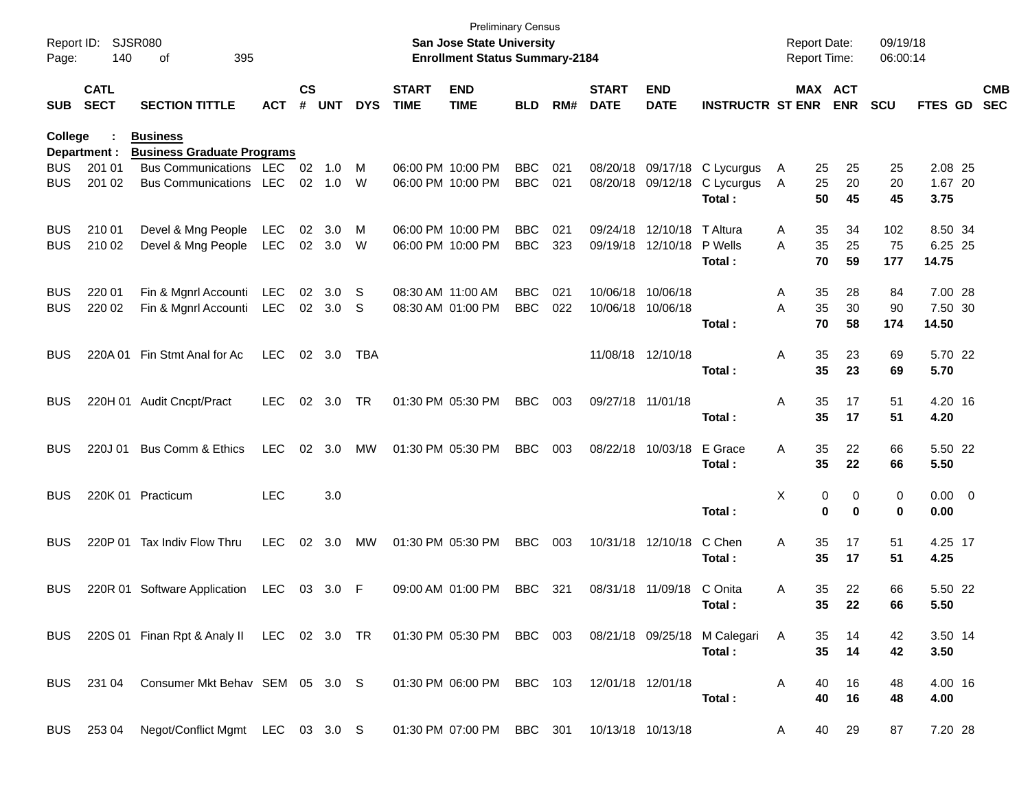Preliminary Census
**San Jose State University**
**Enrollment Status Summary-2184**

Report ID: SJSR080
Report Date: 09/19/18
Report Time: 06:00:14

College : **Business**
Department : **Business Graduate Programs**

| SUB | CATL SECT | SECTION TITTLE | ACT | CS # | UNT | DYS | START TIME | END TIME | BLD | RM# | START DATE | END DATE | INSTRUCTR | ST | MAX ENR | ACT ENR | SCU | FTES | GD | CMB SEC |
|---|---|---|---|---|---|---|---|---|---|---|---|---|---|---|---|---|---|---|---|---|
| BUS | 201 01 | Bus Communications | LEC | 02 | 1.0 | M | 06:00 PM | 10:00 PM | BBC | 021 | 08/20/18 | 09/17/18 | C Lycurgus | A | 25 | 25 | 25 | 2.08 | 25 | |
| BUS | 201 02 | Bus Communications | LEC | 02 | 1.0 | W | 06:00 PM | 10:00 PM | BBC | 021 | 08/20/18 | 09/12/18 | C Lycurgus | A | 25 | 20 | 20 | 1.67 | 20 | |
| | | | | | | | | | | | | | **Total :** | | **50** | **45** | **45** | **3.75** | | |
| BUS | 210 01 | Devel & Mng People | LEC | 02 | 3.0 | M | 06:00 PM | 10:00 PM | BBC | 021 | 09/24/18 | 12/10/18 | T Altura | A | 35 | 34 | 102 | 8.50 | 34 | |
| BUS | 210 02 | Devel & Mng People | LEC | 02 | 3.0 | W | 06:00 PM | 10:00 PM | BBC | 323 | 09/19/18 | 12/10/18 | P Wells | A | 35 | 25 | 75 | 6.25 | 25 | |
| | | | | | | | | | | | | | **Total :** | | **70** | **59** | **177** | **14.75** | | |
| BUS | 220 01 | Fin & Mgnrl Accounti | LEC | 02 | 3.0 | S | 08:30 AM | 11:00 AM | BBC | 021 | 10/06/18 | 10/06/18 | | A | 35 | 28 | 84 | 7.00 | 28 | |
| BUS | 220 02 | Fin & Mgnrl Accounti | LEC | 02 | 3.0 | S | 08:30 AM | 01:00 PM | BBC | 022 | 10/06/18 | 10/06/18 | | A | 35 | 30 | 90 | 7.50 | 30 | |
| | | | | | | | | | | | | | **Total :** | | **70** | **58** | **174** | **14.50** | | |
| BUS | 220A 01 | Fin Stmt Anal for Ac | LEC | 02 | 3.0 | TBA | | | | | 11/08/18 | 12/10/18 | | A | 35 | 23 | 69 | 5.70 | 22 | |
| | | | | | | | | | | | | | **Total :** | | **35** | **23** | **69** | **5.70** | | |
| BUS | 220H 01 | Audit Cncpt/Pract | LEC | 02 | 3.0 | TR | 01:30 PM | 05:30 PM | BBC | 003 | 09/27/18 | 11/01/18 | | A | 35 | 17 | 51 | 4.20 | 16 | |
| | | | | | | | | | | | | | **Total :** | | **35** | **17** | **51** | **4.20** | | |
| BUS | 220J 01 | Bus Comm & Ethics | LEC | 02 | 3.0 | MW | 01:30 PM | 05:30 PM | BBC | 003 | 08/22/18 | 10/03/18 | E Grace | A | 35 | 22 | 66 | 5.50 | 22 | |
| | | | | | | | | | | | | | **Total :** | | **35** | **22** | **66** | **5.50** | | |
| BUS | 220K 01 | Practicum | LEC | | 3.0 | | | | | | | | | X | 0 | 0 | 0 | 0.00 | 0 | |
| | | | | | | | | | | | | | **Total :** | | **0** | **0** | **0** | **0.00** | | |
| BUS | 220P 01 | Tax Indiv Flow Thru | LEC | 02 | 3.0 | MW | 01:30 PM | 05:30 PM | BBC | 003 | 10/31/18 | 12/10/18 | C Chen | A | 35 | 17 | 51 | 4.25 | 17 | |
| | | | | | | | | | | | | | **Total :** | | **35** | **17** | **51** | **4.25** | | |
| BUS | 220R 01 | Software Application | LEC | 03 | 3.0 | F | 09:00 AM | 01:00 PM | BBC | 321 | 08/31/18 | 11/09/18 | C Onita | A | 35 | 22 | 66 | 5.50 | 22 | |
| | | | | | | | | | | | | | **Total :** | | **35** | **22** | **66** | **5.50** | | |
| BUS | 220S 01 | Finan Rpt & Analy II | LEC | 02 | 3.0 | TR | 01:30 PM | 05:30 PM | BBC | 003 | 08/21/18 | 09/25/18 | M Calegari | A | 35 | 14 | 42 | 3.50 | 14 | |
| | | | | | | | | | | | | | **Total :** | | **35** | **14** | **42** | **3.50** | | |
| BUS | 231 04 | Consumer Mkt Behav | SEM | 05 | 3.0 | S | 01:30 PM | 06:00 PM | BBC | 103 | 12/01/18 | 12/01/18 | | A | 40 | 16 | 48 | 4.00 | 16 | |
| | | | | | | | | | | | | | **Total :** | | **40** | **16** | **48** | **4.00** | | |
| BUS | 253 04 | Negot/Conflict Mgmt | LEC | 03 | 3.0 | S | 01:30 PM | 07:00 PM | BBC | 301 | 10/13/18 | 10/13/18 | | A | 40 | 29 | 87 | 7.20 | 28 | |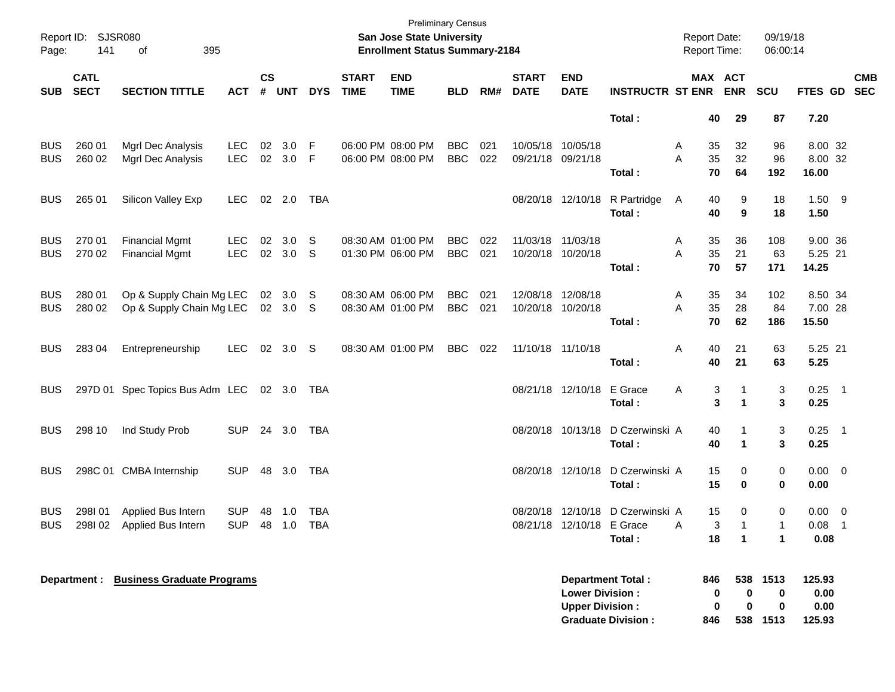Preliminary Census

Report ID: SJSR080 | **San Jose State University** | Report Date: 09/19/18
Page: 141 of 395 | **Enrollment Status Summary-2184** | Report Time: 06:00:14

| SUB | CATL SECT | SECTION TITTLE | ACT | CS # | UNT | DYS | START TIME | END TIME | BLD | RM# | START DATE | END DATE | INSTRUCTR | ST | MAX ENR | ACT ENR | SCU | FTES | GD | CMB SEC |
|---|---|---|---|---|---|---|---|---|---|---|---|---|---|---|---|---|---|---|---|---|
| | | | | | | | | | | | | | **Total :** | | **40** | **29** | **87** | **7.20** | | |
| BUS | 260 01 | Mgrl Dec Analysis | LEC | 02 | 3.0 | F | 06:00 PM | 08:00 PM | BBC | 021 | 10/05/18 | 10/05/18 | | A | 35 | 32 | 96 | 8.00 | 32 | |
| BUS | 260 02 | Mgrl Dec Analysis | LEC | 02 | 3.0 | F | 06:00 PM | 08:00 PM | BBC | 022 | 09/21/18 | 09/21/18 | | A | 35 | 32 | 96 | 8.00 | 32 | |
| | | | | | | | | | | | | | **Total :** | | **70** | **64** | **192** | **16.00** | | |
| BUS | 265 01 | Silicon Valley Exp | LEC | 02 | 2.0 | TBA | | | | | 08/20/18 | 12/10/18 | R Partridge | A | 40 | 9 | 18 | 1.50 | 9 | |
| | | | | | | | | | | | | | **Total :** | | **40** | **9** | **18** | **1.50** | | |
| BUS | 270 01 | Financial Mgmt | LEC | 02 | 3.0 | S | 08:30 AM | 01:00 PM | BBC | 022 | 11/03/18 | 11/03/18 | | A | 35 | 36 | 108 | 9.00 | 36 | |
| BUS | 270 02 | Financial Mgmt | LEC | 02 | 3.0 | S | 01:30 PM | 06:00 PM | BBC | 021 | 10/20/18 | 10/20/18 | | A | 35 | 21 | 63 | 5.25 | 21 | |
| | | | | | | | | | | | | | **Total :** | | **70** | **57** | **171** | **14.25** | | |
| BUS | 280 01 | Op & Supply Chain Mg | LEC | 02 | 3.0 | S | 08:30 AM | 06:00 PM | BBC | 021 | 12/08/18 | 12/08/18 | | A | 35 | 34 | 102 | 8.50 | 34 | |
| BUS | 280 02 | Op & Supply Chain Mg | LEC | 02 | 3.0 | S | 08:30 AM | 01:00 PM | BBC | 021 | 10/20/18 | 10/20/18 | | A | 35 | 28 | 84 | 7.00 | 28 | |
| | | | | | | | | | | | | | **Total :** | | **70** | **62** | **186** | **15.50** | | |
| BUS | 283 04 | Entrepreneurship | LEC | 02 | 3.0 | S | 08:30 AM | 01:00 PM | BBC | 022 | 11/10/18 | 11/10/18 | | A | 40 | 21 | 63 | 5.25 | 21 | |
| | | | | | | | | | | | | | **Total :** | | **40** | **21** | **63** | **5.25** | | |
| BUS | 297D 01 | Spec Topics Bus Adm | LEC | 02 | 3.0 | TBA | | | | | 08/21/18 | 12/10/18 | E Grace | A | 3 | 1 | 3 | 0.25 | 1 | |
| | | | | | | | | | | | | | **Total :** | | **3** | **1** | **3** | **0.25** | | |
| BUS | 298 10 | Ind Study Prob | SUP | 24 | 3.0 | TBA | | | | | 08/20/18 | 10/13/18 | D Czerwinski | A | 40 | 1 | 3 | 0.25 | 1 | |
| | | | | | | | | | | | | | **Total :** | | **40** | **1** | **3** | **0.25** | | |
| BUS | 298C 01 | CMBA Internship | SUP | 48 | 3.0 | TBA | | | | | 08/20/18 | 12/10/18 | D Czerwinski | A | 15 | 0 | 0 | 0.00 | 0 | |
| | | | | | | | | | | | | | **Total :** | | **15** | **0** | **0** | **0.00** | | |
| BUS | 298I 01 | Applied Bus Intern | SUP | 48 | 1.0 | TBA | | | | | 08/20/18 | 12/10/18 | D Czerwinski | A | 15 | 0 | 0 | 0.00 | 0 | |
| BUS | 298I 02 | Applied Bus Intern | SUP | 48 | 1.0 | TBA | | | | | 08/21/18 | 12/10/18 | E Grace | A | 3 | 1 | 1 | 0.08 | 1 | |
| | | | | | | | | | | | | | **Total :** | | **18** | **1** | **1** | **0.08** | | |

**Department : Business Graduate Programs**

| | MAX ENR | ACT ENR | SCU | FTES |
|---|---|---|---|---|
| **Department Total :** | **846** | **538** | **1513** | **125.93** |
| **Lower Division :** | **0** | **0** | **0** | **0.00** |
| **Upper Division :** | **0** | **0** | **0** | **0.00** |
| **Graduate Division :** | **846** | **538** | **1513** | **125.93** |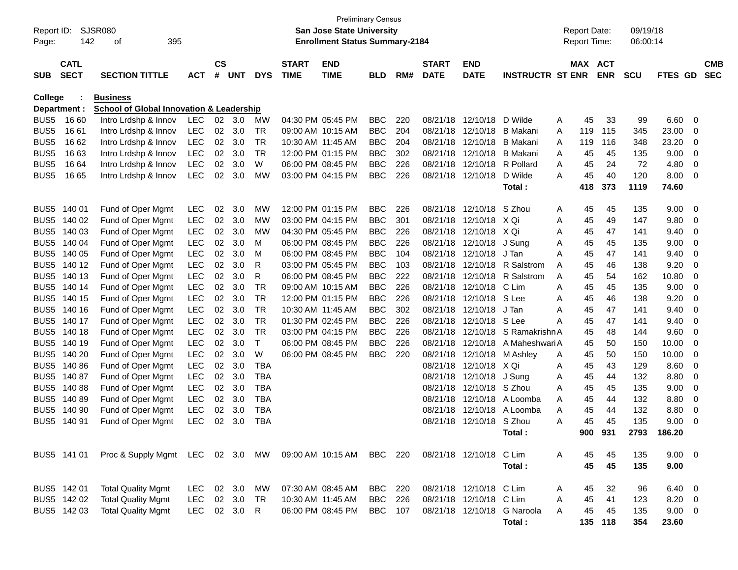Preliminary Census
San Jose State University
Enrollment Status Summary-2184

Report ID: SJSR080
Report Date: 09/19/18
Report Time: 06:00:14

**College : Business**
**Department : School of Global Innovation & Leadership**

| SUB | CATL SECT | SECTION TITTLE | ACT | CS # | UNT | DYS | START TIME | END TIME | BLD | RM# | START DATE | END DATE | INSTRUCTR | ST | MAX ENR | ACT ENR | SCU | FTES | GD | CMB SEC |
|---|---|---|---|---|---|---|---|---|---|---|---|---|---|---|---|---|---|---|---|---|
| BUS5 | 16 60 | Intro Lrdshp & Innov | LEC | 02 | 3.0 | MW | 04:30 PM | 05:45 PM | BBC | 220 | 08/21/18 | 12/10/18 | D Wilde | A | 45 | 33 | 99 | 6.60 | 0 | |
| BUS5 | 16 61 | Intro Lrdshp & Innov | LEC | 02 | 3.0 | TR | 09:00 AM | 10:15 AM | BBC | 204 | 08/21/18 | 12/10/18 | B Makani | A | 119 | 115 | 345 | 23.00 | 0 | |
| BUS5 | 16 62 | Intro Lrdshp & Innov | LEC | 02 | 3.0 | TR | 10:30 AM | 11:45 AM | BBC | 204 | 08/21/18 | 12/10/18 | B Makani | A | 119 | 116 | 348 | 23.20 | 0 | |
| BUS5 | 16 63 | Intro Lrdshp & Innov | LEC | 02 | 3.0 | TR | 12:00 PM | 01:15 PM | BBC | 302 | 08/21/18 | 12/10/18 | B Makani | A | 45 | 45 | 135 | 9.00 | 0 | |
| BUS5 | 16 64 | Intro Lrdshp & Innov | LEC | 02 | 3.0 | W | 06:00 PM | 08:45 PM | BBC | 226 | 08/21/18 | 12/10/18 | R Pollard | A | 45 | 24 | 72 | 4.80 | 0 | |
| BUS5 | 16 65 | Intro Lrdshp & Innov | LEC | 02 | 3.0 | MW | 03:00 PM | 04:15 PM | BBC | 226 | 08/21/18 | 12/10/18 | D Wilde | A | 45 | 40 | 120 | 8.00 | 0 | |
| | | | | | | | | | | | | | **Total :** | | **418** | **373** | **1119** | **74.60** | | |
| BUS5 | 140 01 | Fund of Oper Mgmt | LEC | 02 | 3.0 | MW | 12:00 PM | 01:15 PM | BBC | 226 | 08/21/18 | 12/10/18 | S Zhou | A | 45 | 45 | 135 | 9.00 | 0 | |
| BUS5 | 140 02 | Fund of Oper Mgmt | LEC | 02 | 3.0 | MW | 03:00 PM | 04:15 PM | BBC | 301 | 08/21/18 | 12/10/18 | X Qi | A | 45 | 49 | 147 | 9.80 | 0 | |
| BUS5 | 140 03 | Fund of Oper Mgmt | LEC | 02 | 3.0 | MW | 04:30 PM | 05:45 PM | BBC | 226 | 08/21/18 | 12/10/18 | X Qi | A | 45 | 47 | 141 | 9.40 | 0 | |
| BUS5 | 140 04 | Fund of Oper Mgmt | LEC | 02 | 3.0 | M | 06:00 PM | 08:45 PM | BBC | 226 | 08/21/18 | 12/10/18 | J Sung | A | 45 | 45 | 135 | 9.00 | 0 | |
| BUS5 | 140 05 | Fund of Oper Mgmt | LEC | 02 | 3.0 | M | 06:00 PM | 08:45 PM | BBC | 104 | 08/21/18 | 12/10/18 | J Tan | A | 45 | 47 | 141 | 9.40 | 0 | |
| BUS5 | 140 12 | Fund of Oper Mgmt | LEC | 02 | 3.0 | R | 03:00 PM | 05:45 PM | BBC | 103 | 08/21/18 | 12/10/18 | R Salstrom | A | 45 | 46 | 138 | 9.20 | 0 | |
| BUS5 | 140 13 | Fund of Oper Mgmt | LEC | 02 | 3.0 | R | 06:00 PM | 08:45 PM | BBC | 222 | 08/21/18 | 12/10/18 | R Salstrom | A | 45 | 54 | 162 | 10.80 | 0 | |
| BUS5 | 140 14 | Fund of Oper Mgmt | LEC | 02 | 3.0 | TR | 09:00 AM | 10:15 AM | BBC | 226 | 08/21/18 | 12/10/18 | C Lim | A | 45 | 45 | 135 | 9.00 | 0 | |
| BUS5 | 140 15 | Fund of Oper Mgmt | LEC | 02 | 3.0 | TR | 12:00 PM | 01:15 PM | BBC | 226 | 08/21/18 | 12/10/18 | S Lee | A | 45 | 46 | 138 | 9.20 | 0 | |
| BUS5 | 140 16 | Fund of Oper Mgmt | LEC | 02 | 3.0 | TR | 10:30 AM | 11:45 AM | BBC | 302 | 08/21/18 | 12/10/18 | J Tan | A | 45 | 47 | 141 | 9.40 | 0 | |
| BUS5 | 140 17 | Fund of Oper Mgmt | LEC | 02 | 3.0 | TR | 01:30 PM | 02:45 PM | BBC | 226 | 08/21/18 | 12/10/18 | S Lee | A | 45 | 47 | 141 | 9.40 | 0 | |
| BUS5 | 140 18 | Fund of Oper Mgmt | LEC | 02 | 3.0 | TR | 03:00 PM | 04:15 PM | BBC | 226 | 08/21/18 | 12/10/18 | S Ramakrishn | A | 45 | 48 | 144 | 9.60 | 0 | |
| BUS5 | 140 19 | Fund of Oper Mgmt | LEC | 02 | 3.0 | T | 06:00 PM | 08:45 PM | BBC | 226 | 08/21/18 | 12/10/18 | A Maheshwari | A | 45 | 50 | 150 | 10.00 | 0 | |
| BUS5 | 140 20 | Fund of Oper Mgmt | LEC | 02 | 3.0 | W | 06:00 PM | 08:45 PM | BBC | 220 | 08/21/18 | 12/10/18 | M Ashley | A | 45 | 50 | 150 | 10.00 | 0 | |
| BUS5 | 140 86 | Fund of Oper Mgmt | LEC | 02 | 3.0 | TBA | | | | | 08/21/18 | 12/10/18 | X Qi | A | 45 | 43 | 129 | 8.60 | 0 | |
| BUS5 | 140 87 | Fund of Oper Mgmt | LEC | 02 | 3.0 | TBA | | | | | 08/21/18 | 12/10/18 | J Sung | A | 45 | 44 | 132 | 8.80 | 0 | |
| BUS5 | 140 88 | Fund of Oper Mgmt | LEC | 02 | 3.0 | TBA | | | | | 08/21/18 | 12/10/18 | S Zhou | A | 45 | 45 | 135 | 9.00 | 0 | |
| BUS5 | 140 89 | Fund of Oper Mgmt | LEC | 02 | 3.0 | TBA | | | | | 08/21/18 | 12/10/18 | A Loomba | A | 45 | 44 | 132 | 8.80 | 0 | |
| BUS5 | 140 90 | Fund of Oper Mgmt | LEC | 02 | 3.0 | TBA | | | | | 08/21/18 | 12/10/18 | A Loomba | A | 45 | 44 | 132 | 8.80 | 0 | |
| BUS5 | 140 91 | Fund of Oper Mgmt | LEC | 02 | 3.0 | TBA | | | | | 08/21/18 | 12/10/18 | S Zhou | A | 45 | 45 | 135 | 9.00 | 0 | |
| | | | | | | | | | | | | | **Total :** | | **900** | **931** | **2793** | **186.20** | | |
| BUS5 | 141 01 | Proc & Supply Mgmt | LEC | 02 | 3.0 | MW | 09:00 AM | 10:15 AM | BBC | 220 | 08/21/18 | 12/10/18 | C Lim | A | 45 | 45 | 135 | 9.00 | 0 | |
| | | | | | | | | | | | | | **Total :** | | **45** | **45** | **135** | **9.00** | | |
| BUS5 | 142 01 | Total Quality Mgmt | LEC | 02 | 3.0 | MW | 07:30 AM | 08:45 AM | BBC | 220 | 08/21/18 | 12/10/18 | C Lim | A | 45 | 32 | 96 | 6.40 | 0 | |
| BUS5 | 142 02 | Total Quality Mgmt | LEC | 02 | 3.0 | TR | 10:30 AM | 11:45 AM | BBC | 226 | 08/21/18 | 12/10/18 | C Lim | A | 45 | 41 | 123 | 8.20 | 0 | |
| BUS5 | 142 03 | Total Quality Mgmt | LEC | 02 | 3.0 | R | 06:00 PM | 08:45 PM | BBC | 107 | 08/21/18 | 12/10/18 | G Naroola | A | 45 | 45 | 135 | 9.00 | 0 | |
| | | | | | | | | | | | | | **Total :** | | **135** | **118** | **354** | **23.60** | | |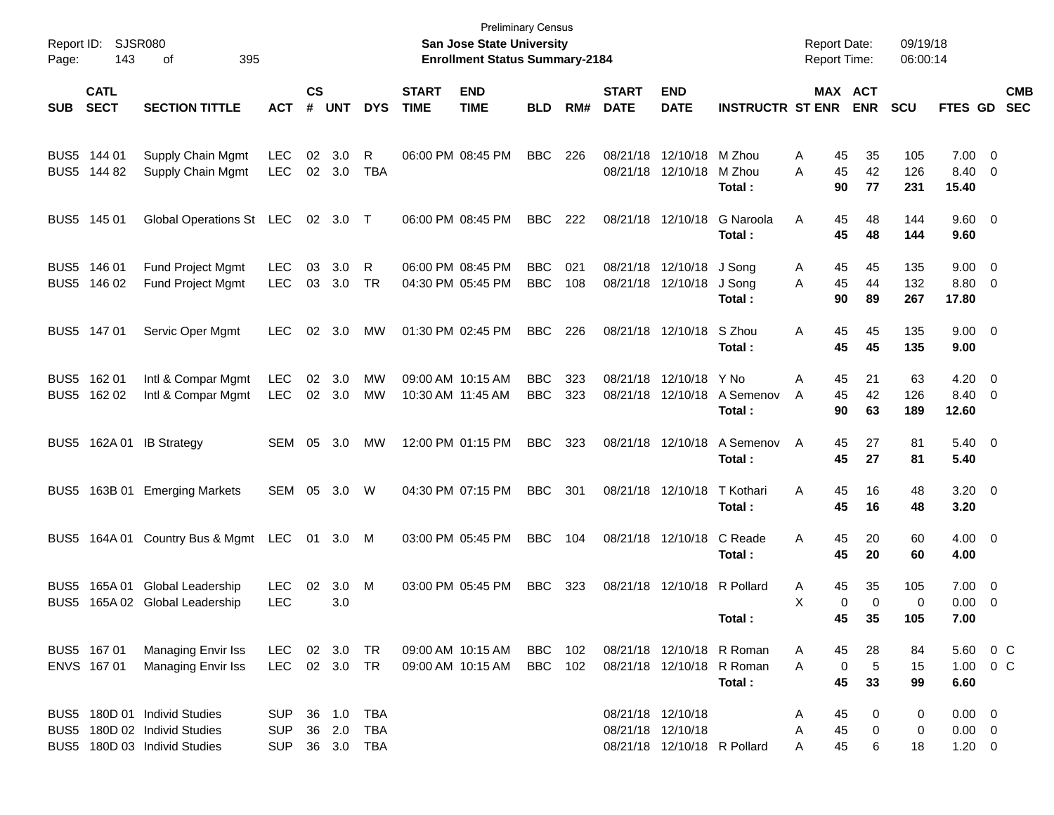Preliminary Census

**San Jose State University**

**Enrollment Status Summary-2184**

Report ID: SJSR080

Report Date: 09/19/18

Report Time: 06:00:14

| SUB | CATL SECT | SECTION TITTLE | ACT | CS # | UNT | DYS | START TIME | END TIME | BLD | RM# | START DATE | END DATE | INSTRUCTR | ST | MAX ENR | ACT ENR | SCU | FTES | GD | CMB SEC |
|---|---|---|---|---|---|---|---|---|---|---|---|---|---|---|---|---|---|---|---|---|
| BUS5 | 144 01 | Supply Chain Mgmt | LEC | 02 | 3.0 | R | 06:00 PM | 08:45 PM | BBC | 226 | 08/21/18 | 12/10/18 | M Zhou | A | 45 | 35 | 105 | 7.00 | 0 | |
| BUS5 | 144 82 | Supply Chain Mgmt | LEC | 02 | 3.0 | TBA | | | | | 08/21/18 | 12/10/18 | M Zhou | A | 45 | 42 | 126 | 8.40 | 0 | |
| | | | | | | | | | | | | | **Total :** | | **90** | **77** | **231** | **15.40** | | |
| BUS5 | 145 01 | Global Operations St | LEC | 02 | 3.0 | T | 06:00 PM | 08:45 PM | BBC | 222 | 08/21/18 | 12/10/18 | G Naroola | A | 45 | 48 | 144 | 9.60 | 0 | |
| | | | | | | | | | | | | | **Total :** | | **45** | **48** | **144** | **9.60** | | |
| BUS5 | 146 01 | Fund Project Mgmt | LEC | 03 | 3.0 | R | 06:00 PM | 08:45 PM | BBC | 021 | 08/21/18 | 12/10/18 | J Song | A | 45 | 45 | 135 | 9.00 | 0 | |
| BUS5 | 146 02 | Fund Project Mgmt | LEC | 03 | 3.0 | TR | 04:30 PM | 05:45 PM | BBC | 108 | 08/21/18 | 12/10/18 | J Song | A | 45 | 44 | 132 | 8.80 | 0 | |
| | | | | | | | | | | | | | **Total :** | | **90** | **89** | **267** | **17.80** | | |
| BUS5 | 147 01 | Servic Oper Mgmt | LEC | 02 | 3.0 | MW | 01:30 PM | 02:45 PM | BBC | 226 | 08/21/18 | 12/10/18 | S Zhou | A | 45 | 45 | 135 | 9.00 | 0 | |
| | | | | | | | | | | | | | **Total :** | | **45** | **45** | **135** | **9.00** | | |
| BUS5 | 162 01 | Intl & Compar Mgmt | LEC | 02 | 3.0 | MW | 09:00 AM | 10:15 AM | BBC | 323 | 08/21/18 | 12/10/18 | Y No | A | 45 | 21 | 63 | 4.20 | 0 | |
| BUS5 | 162 02 | Intl & Compar Mgmt | LEC | 02 | 3.0 | MW | 10:30 AM | 11:45 AM | BBC | 323 | 08/21/18 | 12/10/18 | A Semenov | A | 45 | 42 | 126 | 8.40 | 0 | |
| | | | | | | | | | | | | | **Total :** | | **90** | **63** | **189** | **12.60** | | |
| BUS5 | 162A 01 | IB Strategy | SEM | 05 | 3.0 | MW | 12:00 PM | 01:15 PM | BBC | 323 | 08/21/18 | 12/10/18 | A Semenov | A | 45 | 27 | 81 | 5.40 | 0 | |
| | | | | | | | | | | | | | **Total :** | | **45** | **27** | **81** | **5.40** | | |
| BUS5 | 163B 01 | Emerging Markets | SEM | 05 | 3.0 | W | 04:30 PM | 07:15 PM | BBC | 301 | 08/21/18 | 12/10/18 | T Kothari | A | 45 | 16 | 48 | 3.20 | 0 | |
| | | | | | | | | | | | | | **Total :** | | **45** | **16** | **48** | **3.20** | | |
| BUS5 | 164A 01 | Country Bus & Mgmt | LEC | 01 | 3.0 | M | 03:00 PM | 05:45 PM | BBC | 104 | 08/21/18 | 12/10/18 | C Reade | A | 45 | 20 | 60 | 4.00 | 0 | |
| | | | | | | | | | | | | | **Total :** | | **45** | **20** | **60** | **4.00** | | |
| BUS5 | 165A 01 | Global Leadership | LEC | 02 | 3.0 | M | 03:00 PM | 05:45 PM | BBC | 323 | 08/21/18 | 12/10/18 | R Pollard | A | 45 | 35 | 105 | 7.00 | 0 | |
| BUS5 | 165A 02 | Global Leadership | LEC | | 3.0 | | | | | | | | | X | 0 | 0 | 0 | 0.00 | 0 | |
| | | | | | | | | | | | | | **Total :** | | **45** | **35** | **105** | **7.00** | | |
| BUS5 | 167 01 | Managing Envir Iss | LEC | 02 | 3.0 | TR | 09:00 AM | 10:15 AM | BBC | 102 | 08/21/18 | 12/10/18 | R Roman | A | 45 | 28 | 84 | 5.60 | 0 | C |
| ENVS | 167 01 | Managing Envir Iss | LEC | 02 | 3.0 | TR | 09:00 AM | 10:15 AM | BBC | 102 | 08/21/18 | 12/10/18 | R Roman | A | 0 | 5 | 15 | 1.00 | 0 | C |
| | | | | | | | | | | | | | **Total :** | | **45** | **33** | **99** | **6.60** | | |
| BUS5 | 180D 01 | Individ Studies | SUP | 36 | 1.0 | TBA | | | | | 08/21/18 | 12/10/18 | | A | 45 | 0 | 0 | 0.00 | 0 | |
| BUS5 | 180D 02 | Individ Studies | SUP | 36 | 2.0 | TBA | | | | | 08/21/18 | 12/10/18 | | A | 45 | 0 | 0 | 0.00 | 0 | |
| BUS5 | 180D 03 | Individ Studies | SUP | 36 | 3.0 | TBA | | | | | 08/21/18 | 12/10/18 | R Pollard | A | 45 | 6 | 18 | 1.20 | 0 | |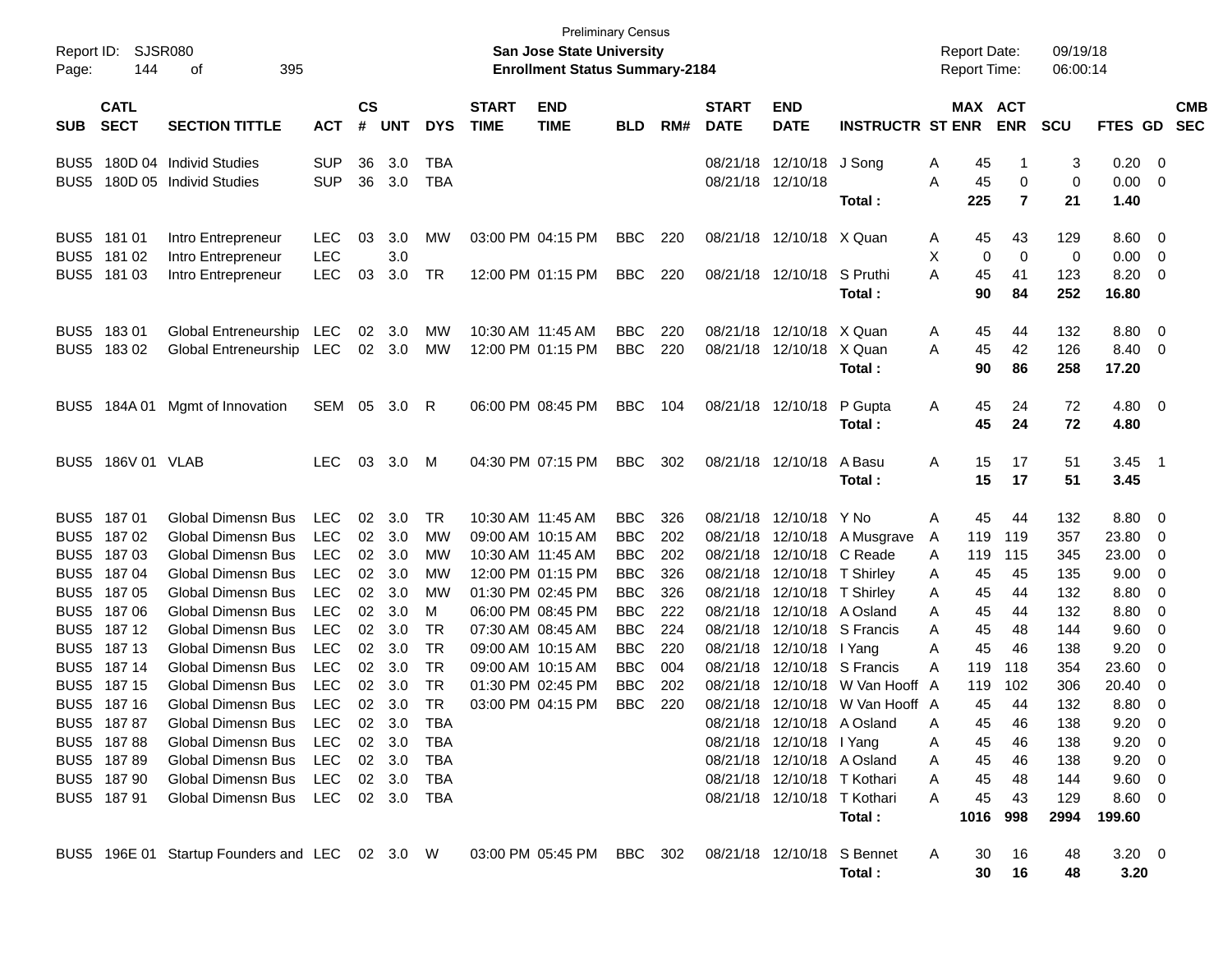Preliminary Census

Report ID: SJSR080 **San Jose State University** Report Date: 09/19/18

Page: 144 of 395 **Enrollment Status Summary-2184** Report Time: 06:00:14

| SUB | CATL SECT | SECTION TITTLE | ACT | CS # | UNT | DYS | START TIME | END TIME | BLD | RM# | START DATE | END DATE | INSTRUCTR | ST | MAX ENR | ACT ENR | SCU | FTES | GD | CMB SEC |
|---|---|---|---|---|---|---|---|---|---|---|---|---|---|---|---|---|---|---|---|---|
| BUS5 | 180D 04 | Individ Studies | SUP | 36 | 3.0 | TBA | | | | | 08/21/18 | 12/10/18 | J Song | A | 45 | 1 | 3 | 0.20 | 0 | |
| BUS5 | 180D 05 | Individ Studies | SUP | 36 | 3.0 | TBA | | | | | 08/21/18 | 12/10/18 | | A | 45 | 0 | 0 | 0.00 | 0 | |
| | | | | | | | | | | | | | **Total :** | | **225** | **7** | **21** | **1.40** | | |
| BUS5 | 181 01 | Intro Entrepreneur | LEC | 03 | 3.0 | MW | 03:00 PM | 04:15 PM | BBC | 220 | 08/21/18 | 12/10/18 | X Quan | A | 45 | 43 | 129 | 8.60 | 0 | |
| BUS5 | 181 02 | Intro Entrepreneur | LEC | | 3.0 | | | | | | | | | X | 0 | 0 | 0 | 0.00 | 0 | |
| BUS5 | 181 03 | Intro Entrepreneur | LEC | 03 | 3.0 | TR | 12:00 PM | 01:15 PM | BBC | 220 | 08/21/18 | 12/10/18 | S Pruthi | A | 45 | 41 | 123 | 8.20 | 0 | |
| | | | | | | | | | | | | | **Total :** | | **90** | **84** | **252** | **16.80** | | |
| BUS5 | 183 01 | Global Entreneurship | LEC | 02 | 3.0 | MW | 10:30 AM | 11:45 AM | BBC | 220 | 08/21/18 | 12/10/18 | X Quan | A | 45 | 44 | 132 | 8.80 | 0 | |
| BUS5 | 183 02 | Global Entreneurship | LEC | 02 | 3.0 | MW | 12:00 PM | 01:15 PM | BBC | 220 | 08/21/18 | 12/10/18 | X Quan | A | 45 | 42 | 126 | 8.40 | 0 | |
| | | | | | | | | | | | | | **Total :** | | **90** | **86** | **258** | **17.20** | | |
| BUS5 | 184A 01 | Mgmt of Innovation | SEM | 05 | 3.0 | R | 06:00 PM | 08:45 PM | BBC | 104 | 08/21/18 | 12/10/18 | P Gupta | A | 45 | 24 | 72 | 4.80 | 0 | |
| | | | | | | | | | | | | | **Total :** | | **45** | **24** | **72** | **4.80** | | |
| BUS5 | 186V 01 | VLAB | LEC | 03 | 3.0 | M | 04:30 PM | 07:15 PM | BBC | 302 | 08/21/18 | 12/10/18 | A Basu | A | 15 | 17 | 51 | 3.45 | 1 | |
| | | | | | | | | | | | | | **Total :** | | **15** | **17** | **51** | **3.45** | | |
| BUS5 | 187 01 | Global Dimensn Bus | LEC | 02 | 3.0 | TR | 10:30 AM | 11:45 AM | BBC | 326 | 08/21/18 | 12/10/18 | Y No | A | 45 | 44 | 132 | 8.80 | 0 | |
| BUS5 | 187 02 | Global Dimensn Bus | LEC | 02 | 3.0 | MW | 09:00 AM | 10:15 AM | BBC | 202 | 08/21/18 | 12/10/18 | A Musgrave | A | 119 | 119 | 357 | 23.80 | 0 | |
| BUS5 | 187 03 | Global Dimensn Bus | LEC | 02 | 3.0 | MW | 10:30 AM | 11:45 AM | BBC | 202 | 08/21/18 | 12/10/18 | C Reade | A | 119 | 115 | 345 | 23.00 | 0 | |
| BUS5 | 187 04 | Global Dimensn Bus | LEC | 02 | 3.0 | MW | 12:00 PM | 01:15 PM | BBC | 326 | 08/21/18 | 12/10/18 | T Shirley | A | 45 | 45 | 135 | 9.00 | 0 | |
| BUS5 | 187 05 | Global Dimensn Bus | LEC | 02 | 3.0 | MW | 01:30 PM | 02:45 PM | BBC | 326 | 08/21/18 | 12/10/18 | T Shirley | A | 45 | 44 | 132 | 8.80 | 0 | |
| BUS5 | 187 06 | Global Dimensn Bus | LEC | 02 | 3.0 | M | 06:00 PM | 08:45 PM | BBC | 222 | 08/21/18 | 12/10/18 | A Osland | A | 45 | 44 | 132 | 8.80 | 0 | |
| BUS5 | 187 12 | Global Dimensn Bus | LEC | 02 | 3.0 | TR | 07:30 AM | 08:45 AM | BBC | 224 | 08/21/18 | 12/10/18 | S Francis | A | 45 | 48 | 144 | 9.60 | 0 | |
| BUS5 | 187 13 | Global Dimensn Bus | LEC | 02 | 3.0 | TR | 09:00 AM | 10:15 AM | BBC | 220 | 08/21/18 | 12/10/18 | I Yang | A | 45 | 46 | 138 | 9.20 | 0 | |
| BUS5 | 187 14 | Global Dimensn Bus | LEC | 02 | 3.0 | TR | 09:00 AM | 10:15 AM | BBC | 004 | 08/21/18 | 12/10/18 | S Francis | A | 119 | 118 | 354 | 23.60 | 0 | |
| BUS5 | 187 15 | Global Dimensn Bus | LEC | 02 | 3.0 | TR | 01:30 PM | 02:45 PM | BBC | 202 | 08/21/18 | 12/10/18 | W Van Hooff | A | 119 | 102 | 306 | 20.40 | 0 | |
| BUS5 | 187 16 | Global Dimensn Bus | LEC | 02 | 3.0 | TR | 03:00 PM | 04:15 PM | BBC | 220 | 08/21/18 | 12/10/18 | W Van Hooff | A | 45 | 44 | 132 | 8.80 | 0 | |
| BUS5 | 187 87 | Global Dimensn Bus | LEC | 02 | 3.0 | TBA | | | | | 08/21/18 | 12/10/18 | A Osland | A | 45 | 46 | 138 | 9.20 | 0 | |
| BUS5 | 187 88 | Global Dimensn Bus | LEC | 02 | 3.0 | TBA | | | | | 08/21/18 | 12/10/18 | I Yang | A | 45 | 46 | 138 | 9.20 | 0 | |
| BUS5 | 187 89 | Global Dimensn Bus | LEC | 02 | 3.0 | TBA | | | | | 08/21/18 | 12/10/18 | A Osland | A | 45 | 46 | 138 | 9.20 | 0 | |
| BUS5 | 187 90 | Global Dimensn Bus | LEC | 02 | 3.0 | TBA | | | | | 08/21/18 | 12/10/18 | T Kothari | A | 45 | 48 | 144 | 9.60 | 0 | |
| BUS5 | 187 91 | Global Dimensn Bus | LEC | 02 | 3.0 | TBA | | | | | 08/21/18 | 12/10/18 | T Kothari | A | 45 | 43 | 129 | 8.60 | 0 | |
| | | | | | | | | | | | | | **Total :** | | **1016** | **998** | **2994** | **199.60** | | |
| BUS5 | 196E 01 | Startup Founders and | LEC | 02 | 3.0 | W | 03:00 PM | 05:45 PM | BBC | 302 | 08/21/18 | 12/10/18 | S Bennet | A | 30 | 16 | 48 | 3.20 | 0 | |
| | | | | | | | | | | | | | **Total :** | | **30** | **16** | **48** | **3.20** | | |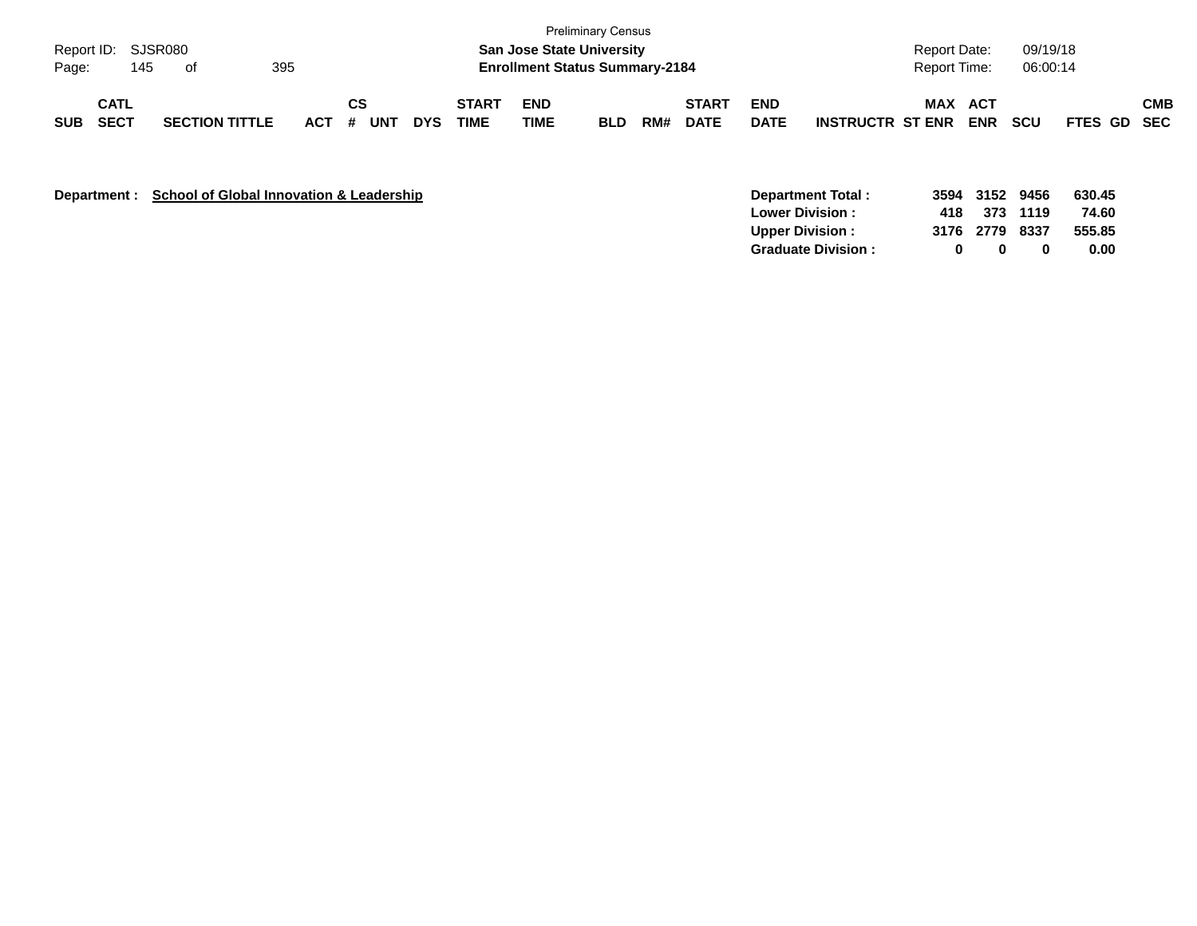Preliminary Census

**San Jose State University**

**Enrollment Status Summary-2184**

Report ID: SJSR080

Report Date: 09/19/18

Report Time: 06:00:14

| SUB | CATL SECT | SECTION TITTLE | ACT | CS # | UNT | DYS | START TIME | END TIME | BLD | RM# | START DATE | END DATE | INSTRUCTR | ST | MAX ENR | ACT ENR | SCU | FTES | GD | CMB SEC |
|---|---|---|---|---|---|---|---|---|---|---|---|---|---|---|---|---|---|---|---|---|

**Department : School of Global Innovation & Leadership**

| | MAX ENR | ACT ENR | SCU | FTES |
|---|---|---|---|---|
| **Department Total :** | **3594** | **3152** | **9456** | **630.45** |
| **Lower Division :** | **418** | **373** | **1119** | **74.60** |
| **Upper Division :** | **3176** | **2779** | **8337** | **555.85** |
| **Graduate Division :** | **0** | **0** | **0** | **0.00** |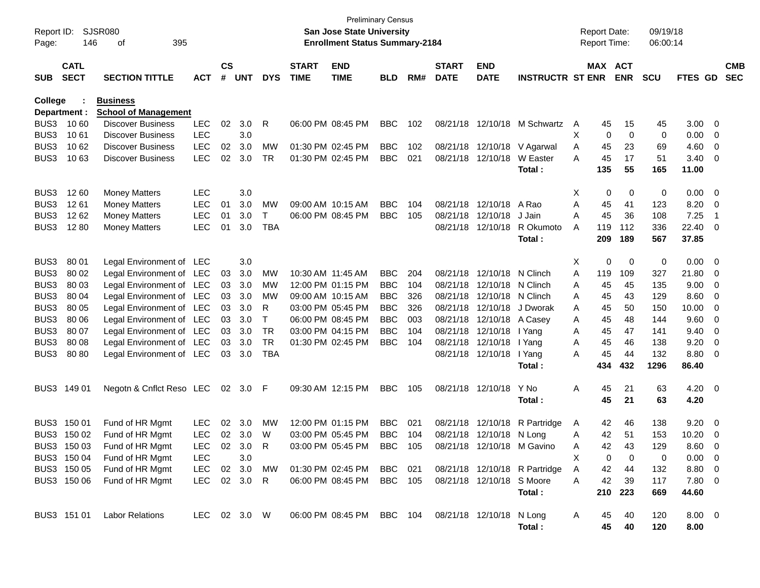Preliminary Census
**San Jose State University**
**Enrollment Status Summary-2184**

Report ID: SJSR080
Report Date: 09/19/18
Report Time: 06:00:14

**College : Business**
**Department : School of Management**

| SUB | CATL SECT | SECTION TITTLE | ACT | CS # | UNT | DYS | START TIME | END TIME | BLD | RM# | START DATE | END DATE | INSTRUCTR | ST | MAX ENR | ACT ENR | SCU | FTES | GD | CMB SEC |
|---|---|---|---|---|---|---|---|---|---|---|---|---|---|---|---|---|---|---|---|---|
| BUS3 | 10 60 | Discover Business | LEC | 02 | 3.0 | R | 06:00 PM | 08:45 PM | BBC | 102 | 08/21/18 | 12/10/18 | M Schwartz | A | 45 | 15 | 45 | 3.00 | 0 | |
| BUS3 | 10 61 | Discover Business | LEC | | 3.0 | | | | | | | | | X | 0 | 0 | 0 | 0.00 | 0 | |
| BUS3 | 10 62 | Discover Business | LEC | 02 | 3.0 | MW | 01:30 PM | 02:45 PM | BBC | 102 | 08/21/18 | 12/10/18 | V Agarwal | A | 45 | 23 | 69 | 4.60 | 0 | |
| BUS3 | 10 63 | Discover Business | LEC | 02 | 3.0 | TR | 01:30 PM | 02:45 PM | BBC | 021 | 08/21/18 | 12/10/18 | W Easter | A | 45 | 17 | 51 | 3.40 | 0 | |
| | | | | | | | | | | | | | **Total :** | | **135** | **55** | **165** | **11.00** | | |
| BUS3 | 12 60 | Money Matters | LEC | | 3.0 | | | | | | | | | X | 0 | 0 | 0 | 0.00 | 0 | |
| BUS3 | 12 61 | Money Matters | LEC | 01 | 3.0 | MW | 09:00 AM | 10:15 AM | BBC | 104 | 08/21/18 | 12/10/18 | A Rao | A | 45 | 41 | 123 | 8.20 | 0 | |
| BUS3 | 12 62 | Money Matters | LEC | 01 | 3.0 | T | 06:00 PM | 08:45 PM | BBC | 105 | 08/21/18 | 12/10/18 | J Jain | A | 45 | 36 | 108 | 7.25 | 1 | |
| BUS3 | 12 80 | Money Matters | LEC | 01 | 3.0 | TBA | | | | | 08/21/18 | 12/10/18 | R Okumoto | A | 119 | 112 | 336 | 22.40 | 0 | |
| | | | | | | | | | | | | | **Total :** | | **209** | **189** | **567** | **37.85** | | |
| BUS3 | 80 01 | Legal Environment of | LEC | | 3.0 | | | | | | | | | X | 0 | 0 | 0 | 0.00 | 0 | |
| BUS3 | 80 02 | Legal Environment of | LEC | 03 | 3.0 | MW | 10:30 AM | 11:45 AM | BBC | 204 | 08/21/18 | 12/10/18 | N Clinch | A | 119 | 109 | 327 | 21.80 | 0 | |
| BUS3 | 80 03 | Legal Environment of | LEC | 03 | 3.0 | MW | 12:00 PM | 01:15 PM | BBC | 104 | 08/21/18 | 12/10/18 | N Clinch | A | 45 | 45 | 135 | 9.00 | 0 | |
| BUS3 | 80 04 | Legal Environment of | LEC | 03 | 3.0 | MW | 09:00 AM | 10:15 AM | BBC | 326 | 08/21/18 | 12/10/18 | N Clinch | A | 45 | 43 | 129 | 8.60 | 0 | |
| BUS3 | 80 05 | Legal Environment of | LEC | 03 | 3.0 | R | 03:00 PM | 05:45 PM | BBC | 326 | 08/21/18 | 12/10/18 | J Dworak | A | 45 | 50 | 150 | 10.00 | 0 | |
| BUS3 | 80 06 | Legal Environment of | LEC | 03 | 3.0 | T | 06:00 PM | 08:45 PM | BBC | 003 | 08/21/18 | 12/10/18 | A Casey | A | 45 | 48 | 144 | 9.60 | 0 | |
| BUS3 | 80 07 | Legal Environment of | LEC | 03 | 3.0 | TR | 03:00 PM | 04:15 PM | BBC | 104 | 08/21/18 | 12/10/18 | I Yang | A | 45 | 47 | 141 | 9.40 | 0 | |
| BUS3 | 80 08 | Legal Environment of | LEC | 03 | 3.0 | TR | 01:30 PM | 02:45 PM | BBC | 104 | 08/21/18 | 12/10/18 | I Yang | A | 45 | 46 | 138 | 9.20 | 0 | |
| BUS3 | 80 80 | Legal Environment of | LEC | 03 | 3.0 | TBA | | | | | 08/21/18 | 12/10/18 | I Yang | A | 45 | 44 | 132 | 8.80 | 0 | |
| | | | | | | | | | | | | | **Total :** | | **434** | **432** | **1296** | **86.40** | | |
| BUS3 | 149 01 | Negotn & Cnflct Reso | LEC | 02 | 3.0 | F | 09:30 AM | 12:15 PM | BBC | 105 | 08/21/18 | 12/10/18 | Y No | A | 45 | 21 | 63 | 4.20 | 0 | |
| | | | | | | | | | | | | | **Total :** | | **45** | **21** | **63** | **4.20** | | |
| BUS3 | 150 01 | Fund of HR Mgmt | LEC | 02 | 3.0 | MW | 12:00 PM | 01:15 PM | BBC | 021 | 08/21/18 | 12/10/18 | R Partridge | A | 42 | 46 | 138 | 9.20 | 0 | |
| BUS3 | 150 02 | Fund of HR Mgmt | LEC | 02 | 3.0 | W | 03:00 PM | 05:45 PM | BBC | 104 | 08/21/18 | 12/10/18 | N Long | A | 42 | 51 | 153 | 10.20 | 0 | |
| BUS3 | 150 03 | Fund of HR Mgmt | LEC | 02 | 3.0 | R | 03:00 PM | 05:45 PM | BBC | 105 | 08/21/18 | 12/10/18 | M Gavino | A | 42 | 43 | 129 | 8.60 | 0 | |
| BUS3 | 150 04 | Fund of HR Mgmt | LEC | | 3.0 | | | | | | | | | X | 0 | 0 | 0 | 0.00 | 0 | |
| BUS3 | 150 05 | Fund of HR Mgmt | LEC | 02 | 3.0 | MW | 01:30 PM | 02:45 PM | BBC | 021 | 08/21/18 | 12/10/18 | R Partridge | A | 42 | 44 | 132 | 8.80 | 0 | |
| BUS3 | 150 06 | Fund of HR Mgmt | LEC | 02 | 3.0 | R | 06:00 PM | 08:45 PM | BBC | 105 | 08/21/18 | 12/10/18 | S Moore | A | 42 | 39 | 117 | 7.80 | 0 | |
| | | | | | | | | | | | | | **Total :** | | **210** | **223** | **669** | **44.60** | | |
| BUS3 | 151 01 | Labor Relations | LEC | 02 | 3.0 | W | 06:00 PM | 08:45 PM | BBC | 104 | 08/21/18 | 12/10/18 | N Long | A | 45 | 40 | 120 | 8.00 | 0 | |
| | | | | | | | | | | | | | **Total :** | | **45** | **40** | **120** | **8.00** | | |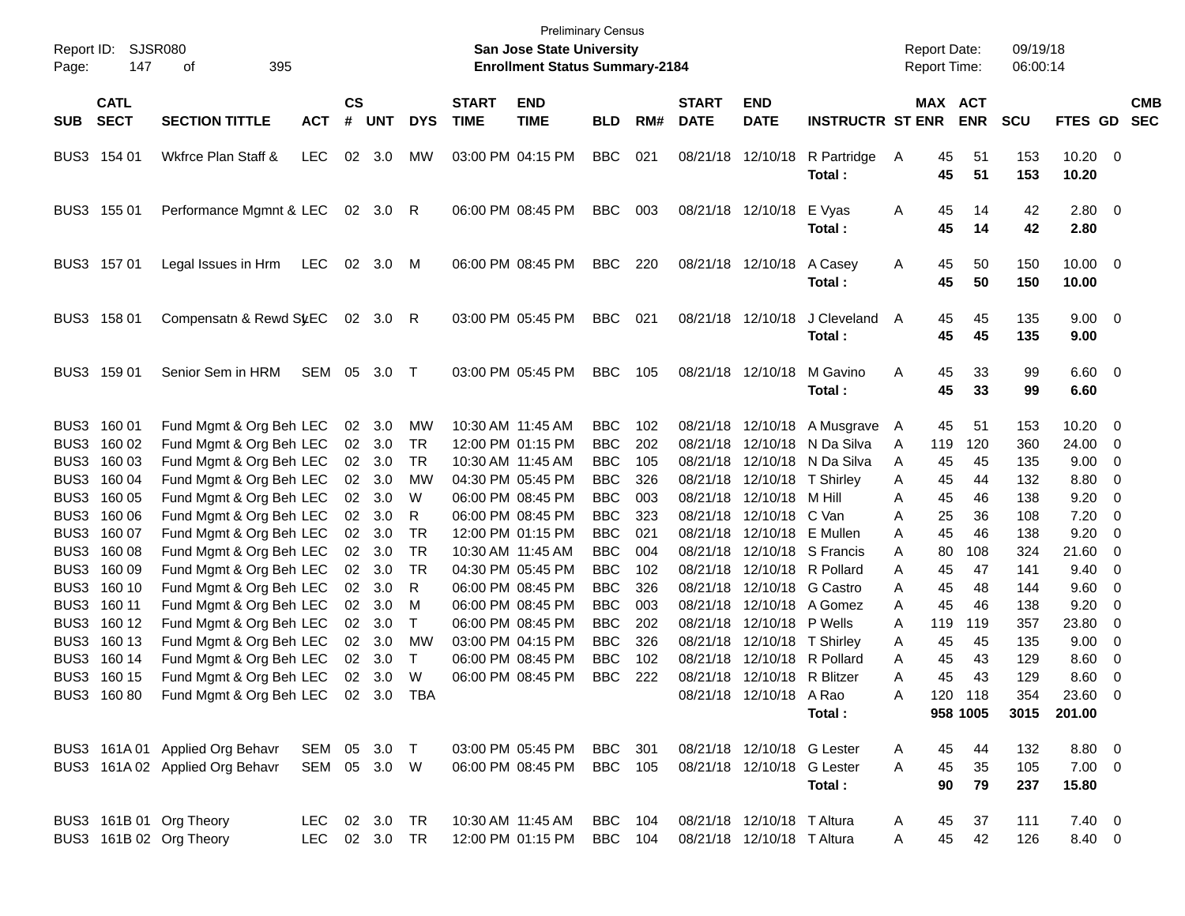Preliminary Census

Report ID: SJSR080

**San Jose State University**

**Enrollment Status Summary-2184**

Report Date: 09/19/18
Report Time: 06:00:14

| SUB | CATL SECT | SECTION TITTLE | ACT | CS # | UNT | DYS | START TIME | END TIME | BLD | RM# | START DATE | END DATE | INSTRUCTR | ST | MAX ENR | ACT ENR | SCU | FTES | GD | CMB SEC |
|---|---|---|---|---|---|---|---|---|---|---|---|---|---|---|---|---|---|---|---|---|
| BUS3 | 154 01 | Wkfrce Plan Staff & | LEC | 02 | 3.0 | MW | 03:00 PM | 04:15 PM | BBC | 021 | 08/21/18 | 12/10/18 | R Partridge | A | 45 | 51 | 153 | 10.20 | 0 | |
| | | | | | | | | | | | | | **Total :** | | **45** | **51** | **153** | **10.20** | | |
| BUS3 | 155 01 | Performance Mgmnt & | LEC | 02 | 3.0 | R | 06:00 PM | 08:45 PM | BBC | 003 | 08/21/18 | 12/10/18 | E Vyas | A | 45 | 14 | 42 | 2.80 | 0 | |
| | | | | | | | | | | | | | **Total :** | | **45** | **14** | **42** | **2.80** | | |
| BUS3 | 157 01 | Legal Issues in Hrm | LEC | 02 | 3.0 | M | 06:00 PM | 08:45 PM | BBC | 220 | 08/21/18 | 12/10/18 | A Casey | A | 45 | 50 | 150 | 10.00 | 0 | |
| | | | | | | | | | | | | | **Total :** | | **45** | **50** | **150** | **10.00** | | |
| BUS3 | 158 01 | Compensatn & Rewd Sy | LEC | 02 | 3.0 | R | 03:00 PM | 05:45 PM | BBC | 021 | 08/21/18 | 12/10/18 | J Cleveland | A | 45 | 45 | 135 | 9.00 | 0 | |
| | | | | | | | | | | | | | **Total :** | | **45** | **45** | **135** | **9.00** | | |
| BUS3 | 159 01 | Senior Sem in HRM | SEM | 05 | 3.0 | T | 03:00 PM | 05:45 PM | BBC | 105 | 08/21/18 | 12/10/18 | M Gavino | A | 45 | 33 | 99 | 6.60 | 0 | |
| | | | | | | | | | | | | | **Total :** | | **45** | **33** | **99** | **6.60** | | |
| BUS3 | 160 01 | Fund Mgmt & Org Beh | LEC | 02 | 3.0 | MW | 10:30 AM | 11:45 AM | BBC | 102 | 08/21/18 | 12/10/18 | A Musgrave | A | 45 | 51 | 153 | 10.20 | 0 | |
| BUS3 | 160 02 | Fund Mgmt & Org Beh | LEC | 02 | 3.0 | TR | 12:00 PM | 01:15 PM | BBC | 202 | 08/21/18 | 12/10/18 | N Da Silva | A | 119 | 120 | 360 | 24.00 | 0 | |
| BUS3 | 160 03 | Fund Mgmt & Org Beh | LEC | 02 | 3.0 | TR | 10:30 AM | 11:45 AM | BBC | 105 | 08/21/18 | 12/10/18 | N Da Silva | A | 45 | 45 | 135 | 9.00 | 0 | |
| BUS3 | 160 04 | Fund Mgmt & Org Beh | LEC | 02 | 3.0 | MW | 04:30 PM | 05:45 PM | BBC | 326 | 08/21/18 | 12/10/18 | T Shirley | A | 45 | 44 | 132 | 8.80 | 0 | |
| BUS3 | 160 05 | Fund Mgmt & Org Beh | LEC | 02 | 3.0 | W | 06:00 PM | 08:45 PM | BBC | 003 | 08/21/18 | 12/10/18 | M Hill | A | 45 | 46 | 138 | 9.20 | 0 | |
| BUS3 | 160 06 | Fund Mgmt & Org Beh | LEC | 02 | 3.0 | R | 06:00 PM | 08:45 PM | BBC | 323 | 08/21/18 | 12/10/18 | C Van | A | 25 | 36 | 108 | 7.20 | 0 | |
| BUS3 | 160 07 | Fund Mgmt & Org Beh | LEC | 02 | 3.0 | TR | 12:00 PM | 01:15 PM | BBC | 021 | 08/21/18 | 12/10/18 | E Mullen | A | 45 | 46 | 138 | 9.20 | 0 | |
| BUS3 | 160 08 | Fund Mgmt & Org Beh | LEC | 02 | 3.0 | TR | 10:30 AM | 11:45 AM | BBC | 004 | 08/21/18 | 12/10/18 | S Francis | A | 80 | 108 | 324 | 21.60 | 0 | |
| BUS3 | 160 09 | Fund Mgmt & Org Beh | LEC | 02 | 3.0 | TR | 04:30 PM | 05:45 PM | BBC | 102 | 08/21/18 | 12/10/18 | R Pollard | A | 45 | 47 | 141 | 9.40 | 0 | |
| BUS3 | 160 10 | Fund Mgmt & Org Beh | LEC | 02 | 3.0 | R | 06:00 PM | 08:45 PM | BBC | 326 | 08/21/18 | 12/10/18 | G Castro | A | 45 | 48 | 144 | 9.60 | 0 | |
| BUS3 | 160 11 | Fund Mgmt & Org Beh | LEC | 02 | 3.0 | M | 06:00 PM | 08:45 PM | BBC | 003 | 08/21/18 | 12/10/18 | A Gomez | A | 45 | 46 | 138 | 9.20 | 0 | |
| BUS3 | 160 12 | Fund Mgmt & Org Beh | LEC | 02 | 3.0 | T | 06:00 PM | 08:45 PM | BBC | 202 | 08/21/18 | 12/10/18 | P Wells | A | 119 | 119 | 357 | 23.80 | 0 | |
| BUS3 | 160 13 | Fund Mgmt & Org Beh | LEC | 02 | 3.0 | MW | 03:00 PM | 04:15 PM | BBC | 326 | 08/21/18 | 12/10/18 | T Shirley | A | 45 | 45 | 135 | 9.00 | 0 | |
| BUS3 | 160 14 | Fund Mgmt & Org Beh | LEC | 02 | 3.0 | T | 06:00 PM | 08:45 PM | BBC | 102 | 08/21/18 | 12/10/18 | R Pollard | A | 45 | 43 | 129 | 8.60 | 0 | |
| BUS3 | 160 15 | Fund Mgmt & Org Beh | LEC | 02 | 3.0 | W | 06:00 PM | 08:45 PM | BBC | 222 | 08/21/18 | 12/10/18 | R Blitzer | A | 45 | 43 | 129 | 8.60 | 0 | |
| BUS3 | 160 80 | Fund Mgmt & Org Beh | LEC | 02 | 3.0 | TBA | | | | | 08/21/18 | 12/10/18 | A Rao | A | 120 | 118 | 354 | 23.60 | 0 | |
| | | | | | | | | | | | | | **Total :** | | **958** | **1005** | **3015** | **201.00** | | |
| BUS3 | 161A 01 | Applied Org Behavr | SEM | 05 | 3.0 | T | 03:00 PM | 05:45 PM | BBC | 301 | 08/21/18 | 12/10/18 | G Lester | A | 45 | 44 | 132 | 8.80 | 0 | |
| BUS3 | 161A 02 | Applied Org Behavr | SEM | 05 | 3.0 | W | 06:00 PM | 08:45 PM | BBC | 105 | 08/21/18 | 12/10/18 | G Lester | A | 45 | 35 | 105 | 7.00 | 0 | |
| | | | | | | | | | | | | | **Total :** | | **90** | **79** | **237** | **15.80** | | |
| BUS3 | 161B 01 | Org Theory | LEC | 02 | 3.0 | TR | 10:30 AM | 11:45 AM | BBC | 104 | 08/21/18 | 12/10/18 | T Altura | A | 45 | 37 | 111 | 7.40 | 0 | |
| BUS3 | 161B 02 | Org Theory | LEC | 02 | 3.0 | TR | 12:00 PM | 01:15 PM | BBC | 104 | 08/21/18 | 12/10/18 | T Altura | A | 45 | 42 | 126 | 8.40 | 0 | |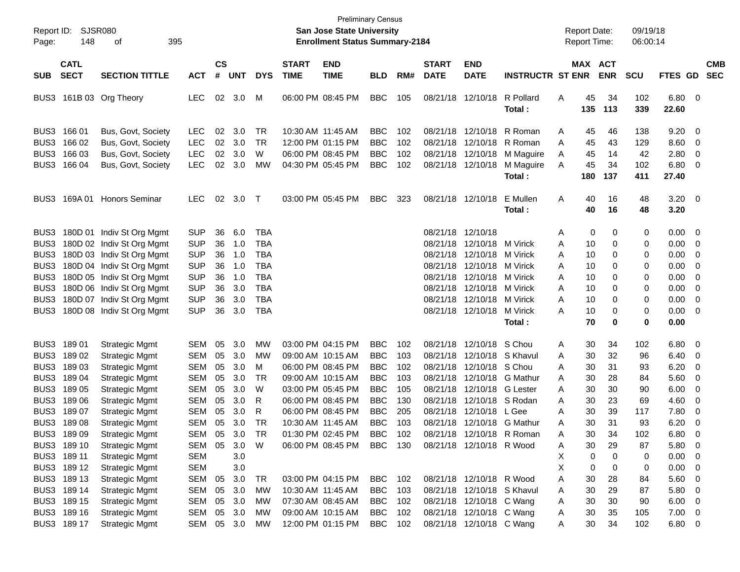| SUB | CATL SECT | SECTION TITTLE | ACT | CS # | UNT | DYS | START TIME | END TIME | BLD | RM# | START DATE | END DATE | INSTRUCTR | ST | MAX ENR | ACT ENR | SCU | FTES | GD | CMB SEC |
|---|---|---|---|---|---|---|---|---|---|---|---|---|---|---|---|---|---|---|---|---|
| BUS3 | 161B 03 | Org Theory | LEC | 02 | 3.0 | M | 06:00 PM | 08:45 PM | BBC | 105 | 08/21/18 | 12/10/18 | R Pollard | A | 45 | 34 | 102 | 6.80 | 0 | |
| | | | | | | | | | | | | | **Total :** | | **135** | **113** | **339** | **22.60** | | |
| BUS3 | 166 01 | Bus, Govt, Society | LEC | 02 | 3.0 | TR | 10:30 AM | 11:45 AM | BBC | 102 | 08/21/18 | 12/10/18 | R Roman | A | 45 | 46 | 138 | 9.20 | 0 | |
| BUS3 | 166 02 | Bus, Govt, Society | LEC | 02 | 3.0 | TR | 12:00 PM | 01:15 PM | BBC | 102 | 08/21/18 | 12/10/18 | R Roman | A | 45 | 43 | 129 | 8.60 | 0 | |
| BUS3 | 166 03 | Bus, Govt, Society | LEC | 02 | 3.0 | W | 06:00 PM | 08:45 PM | BBC | 102 | 08/21/18 | 12/10/18 | M Maguire | A | 45 | 14 | 42 | 2.80 | 0 | |
| BUS3 | 166 04 | Bus, Govt, Society | LEC | 02 | 3.0 | MW | 04:30 PM | 05:45 PM | BBC | 102 | 08/21/18 | 12/10/18 | M Maguire | A | 45 | 34 | 102 | 6.80 | 0 | |
| | | | | | | | | | | | | | **Total :** | | **180** | **137** | **411** | **27.40** | | |
| BUS3 | 169A 01 | Honors Seminar | LEC | 02 | 3.0 | T | 03:00 PM | 05:45 PM | BBC | 323 | 08/21/18 | 12/10/18 | E Mullen | A | 40 | 16 | 48 | 3.20 | 0 | |
| | | | | | | | | | | | | | **Total :** | | **40** | **16** | **48** | **3.20** | | |
| BUS3 | 180D 01 | Indiv St Org Mgmt | SUP | 36 | 6.0 | TBA | | | | | 08/21/18 | 12/10/18 | | A | 0 | 0 | 0 | 0.00 | 0 | |
| BUS3 | 180D 02 | Indiv St Org Mgmt | SUP | 36 | 1.0 | TBA | | | | | 08/21/18 | 12/10/18 | M Virick | A | 10 | 0 | 0 | 0.00 | 0 | |
| BUS3 | 180D 03 | Indiv St Org Mgmt | SUP | 36 | 1.0 | TBA | | | | | 08/21/18 | 12/10/18 | M Virick | A | 10 | 0 | 0 | 0.00 | 0 | |
| BUS3 | 180D 04 | Indiv St Org Mgmt | SUP | 36 | 1.0 | TBA | | | | | 08/21/18 | 12/10/18 | M Virick | A | 10 | 0 | 0 | 0.00 | 0 | |
| BUS3 | 180D 05 | Indiv St Org Mgmt | SUP | 36 | 1.0 | TBA | | | | | 08/21/18 | 12/10/18 | M Virick | A | 10 | 0 | 0 | 0.00 | 0 | |
| BUS3 | 180D 06 | Indiv St Org Mgmt | SUP | 36 | 3.0 | TBA | | | | | 08/21/18 | 12/10/18 | M Virick | A | 10 | 0 | 0 | 0.00 | 0 | |
| BUS3 | 180D 07 | Indiv St Org Mgmt | SUP | 36 | 3.0 | TBA | | | | | 08/21/18 | 12/10/18 | M Virick | A | 10 | 0 | 0 | 0.00 | 0 | |
| BUS3 | 180D 08 | Indiv St Org Mgmt | SUP | 36 | 3.0 | TBA | | | | | 08/21/18 | 12/10/18 | M Virick | A | 10 | 0 | 0 | 0.00 | 0 | |
| | | | | | | | | | | | | | **Total :** | | **70** | **0** | **0** | **0.00** | | |
| BUS3 | 189 01 | Strategic Mgmt | SEM | 05 | 3.0 | MW | 03:00 PM | 04:15 PM | BBC | 102 | 08/21/18 | 12/10/18 | S Chou | A | 30 | 34 | 102 | 6.80 | 0 | |
| BUS3 | 189 02 | Strategic Mgmt | SEM | 05 | 3.0 | MW | 09:00 AM | 10:15 AM | BBC | 103 | 08/21/18 | 12/10/18 | S Khavul | A | 30 | 32 | 96 | 6.40 | 0 | |
| BUS3 | 189 03 | Strategic Mgmt | SEM | 05 | 3.0 | M | 06:00 PM | 08:45 PM | BBC | 102 | 08/21/18 | 12/10/18 | S Chou | A | 30 | 31 | 93 | 6.20 | 0 | |
| BUS3 | 189 04 | Strategic Mgmt | SEM | 05 | 3.0 | TR | 09:00 AM | 10:15 AM | BBC | 103 | 08/21/18 | 12/10/18 | G Mathur | A | 30 | 28 | 84 | 5.60 | 0 | |
| BUS3 | 189 05 | Strategic Mgmt | SEM | 05 | 3.0 | W | 03:00 PM | 05:45 PM | BBC | 105 | 08/21/18 | 12/10/18 | G Lester | A | 30 | 30 | 90 | 6.00 | 0 | |
| BUS3 | 189 06 | Strategic Mgmt | SEM | 05 | 3.0 | R | 06:00 PM | 08:45 PM | BBC | 130 | 08/21/18 | 12/10/18 | S Rodan | A | 30 | 23 | 69 | 4.60 | 0 | |
| BUS3 | 189 07 | Strategic Mgmt | SEM | 05 | 3.0 | R | 06:00 PM | 08:45 PM | BBC | 205 | 08/21/18 | 12/10/18 | L Gee | A | 30 | 39 | 117 | 7.80 | 0 | |
| BUS3 | 189 08 | Strategic Mgmt | SEM | 05 | 3.0 | TR | 10:30 AM | 11:45 AM | BBC | 103 | 08/21/18 | 12/10/18 | G Mathur | A | 30 | 31 | 93 | 6.20 | 0 | |
| BUS3 | 189 09 | Strategic Mgmt | SEM | 05 | 3.0 | TR | 01:30 PM | 02:45 PM | BBC | 102 | 08/21/18 | 12/10/18 | R Roman | A | 30 | 34 | 102 | 6.80 | 0 | |
| BUS3 | 189 10 | Strategic Mgmt | SEM | 05 | 3.0 | W | 06:00 PM | 08:45 PM | BBC | 130 | 08/21/18 | 12/10/18 | R Wood | A | 30 | 29 | 87 | 5.80 | 0 | |
| BUS3 | 189 11 | Strategic Mgmt | SEM | | 3.0 | | | | | | | | | X | 0 | 0 | 0 | 0.00 | 0 | |
| BUS3 | 189 12 | Strategic Mgmt | SEM | | 3.0 | | | | | | | | | X | 0 | 0 | 0 | 0.00 | 0 | |
| BUS3 | 189 13 | Strategic Mgmt | SEM | 05 | 3.0 | TR | 03:00 PM | 04:15 PM | BBC | 102 | 08/21/18 | 12/10/18 | R Wood | A | 30 | 28 | 84 | 5.60 | 0 | |
| BUS3 | 189 14 | Strategic Mgmt | SEM | 05 | 3.0 | MW | 10:30 AM | 11:45 AM | BBC | 103 | 08/21/18 | 12/10/18 | S Khavul | A | 30 | 29 | 87 | 5.80 | 0 | |
| BUS3 | 189 15 | Strategic Mgmt | SEM | 05 | 3.0 | MW | 07:30 AM | 08:45 AM | BBC | 102 | 08/21/18 | 12/10/18 | C Wang | A | 30 | 30 | 90 | 6.00 | 0 | |
| BUS3 | 189 16 | Strategic Mgmt | SEM | 05 | 3.0 | MW | 09:00 AM | 10:15 AM | BBC | 102 | 08/21/18 | 12/10/18 | C Wang | A | 30 | 35 | 105 | 7.00 | 0 | |
| BUS3 | 189 17 | Strategic Mgmt | SEM | 05 | 3.0 | MW | 12:00 PM | 01:15 PM | BBC | 102 | 08/21/18 | 12/10/18 | C Wang | A | 30 | 34 | 102 | 6.80 | 0 | |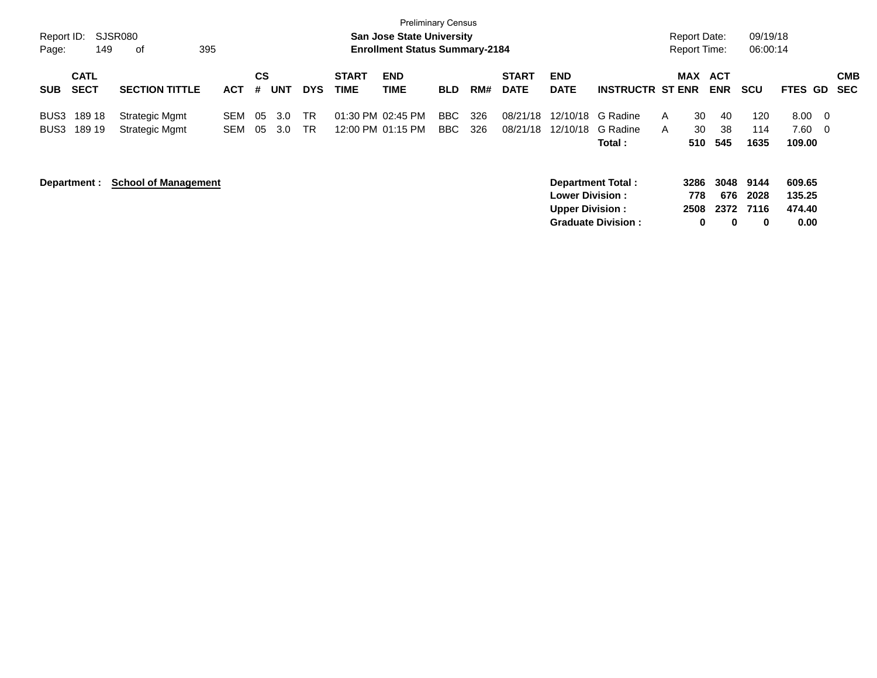Preliminary Census

Report ID: SJSR080 | **San Jose State University** | Report Date: 09/19/18

Page: 149 of 395 | **Enrollment Status Summary-2184** | Report Time: 06:00:14

| SUB | CATL SECT | SECTION TITTLE | ACT | CS # | UNT | DYS | START TIME | END TIME | BLD | RM# | START DATE | END DATE | INSTRUCTR | ST | MAX ENR | ACT ENR | SCU | FTES | GD | CMB SEC |
|---|---|---|---|---|---|---|---|---|---|---|---|---|---|---|---|---|---|---|---|---|
| BUS3 | 189 18 | Strategic Mgmt | SEM | 05 | 3.0 | TR | 01:30 PM | 02:45 PM | BBC | 326 | 08/21/18 | 12/10/18 | G Radine | A | 30 | 40 | 120 | 8.00 | 0 | |
| BUS3 | 189 19 | Strategic Mgmt | SEM | 05 | 3.0 | TR | 12:00 PM | 01:15 PM | BBC | 326 | 08/21/18 | 12/10/18 | G Radine | A | 30 | 38 | 114 | 7.60 | 0 | |
| | | | | | | | | | | | | | **Total :** | | **510** | **545** | **1635** | **109.00** | | |

**Department : School of Management**

| | MAX ENR | ACT ENR | SCU | FTES |
|---|---|---|---|---|
| **Department Total :** | **3286** | **3048** | **9144** | **609.65** |
| **Lower Division :** | **778** | **676** | **2028** | **135.25** |
| **Upper Division :** | **2508** | **2372** | **7116** | **474.40** |
| **Graduate Division :** | **0** | **0** | **0** | **0.00** |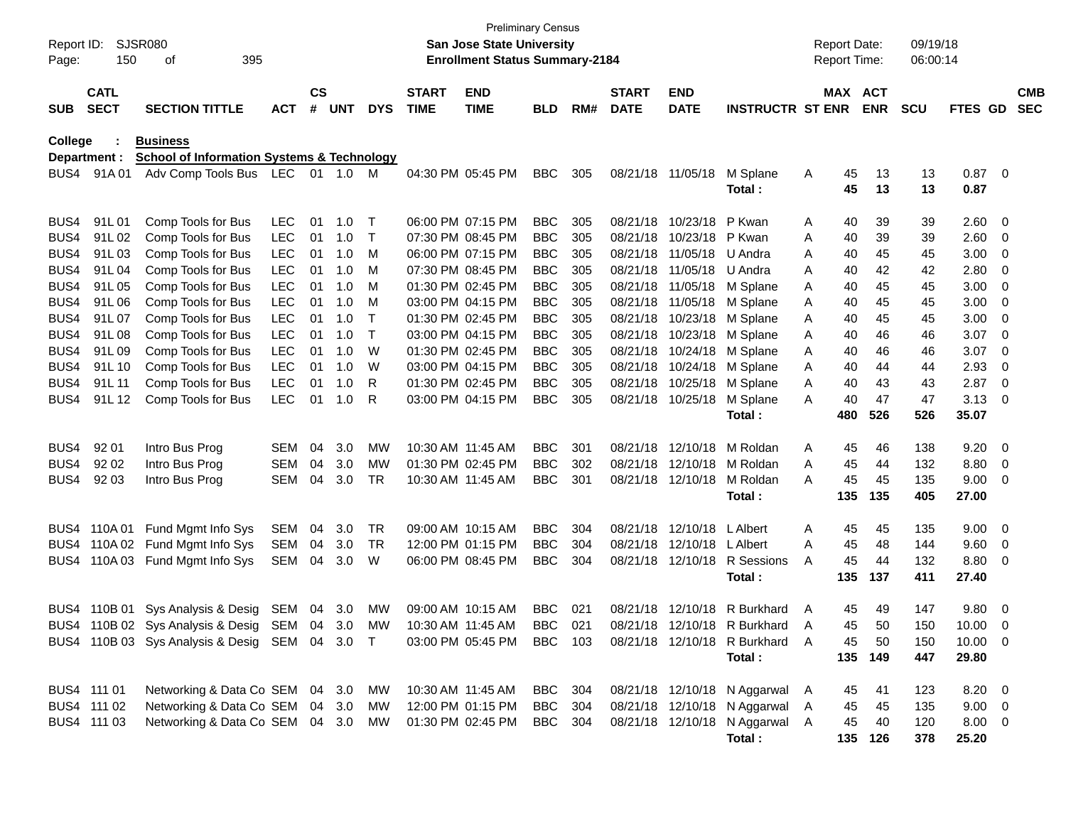Preliminary Census
Report ID: SJSR080 **San Jose State University** Report Date: 09/19/18
Page: 150 of 395 **Enrollment Status Summary-2184** Report Time: 06:00:14

| SUB | CATL SECT | SECTION TITTLE | ACT | CS # | UNT | DYS | START TIME | END TIME | BLD | RM# | START DATE | END DATE | INSTRUCTR | ST | MAX ENR | ACT ENR | SCU | FTES | GD | CMB SEC |
|---|---|---|---|---|---|---|---|---|---|---|---|---|---|---|---|---|---|---|---|---|
| **College** | : | **Business** | | | | | | | | | | | | | | | | | | |
| **Department :** | | **School of Information Systems & Technology** | | | | | | | | | | | | | | | | | | |
| BUS4 | 91A 01 | Adv Comp Tools Bus | LEC | 01 | 1.0 | M | 04:30 PM | 05:45 PM | BBC | 305 | 08/21/18 | 11/05/18 | M Splane | A | 45 | 13 | 13 | 0.87 | 0 | |
| | | | | | | | | | | | | | **Total :** | | **45** | **13** | **13** | **0.87** | | |
| BUS4 | 91L 01 | Comp Tools for Bus | LEC | 01 | 1.0 | T | 06:00 PM | 07:15 PM | BBC | 305 | 08/21/18 | 10/23/18 | P Kwan | A | 40 | 39 | 39 | 2.60 | 0 | |
| BUS4 | 91L 02 | Comp Tools for Bus | LEC | 01 | 1.0 | T | 07:30 PM | 08:45 PM | BBC | 305 | 08/21/18 | 10/23/18 | P Kwan | A | 40 | 39 | 39 | 2.60 | 0 | |
| BUS4 | 91L 03 | Comp Tools for Bus | LEC | 01 | 1.0 | M | 06:00 PM | 07:15 PM | BBC | 305 | 08/21/18 | 11/05/18 | U Andra | A | 40 | 45 | 45 | 3.00 | 0 | |
| BUS4 | 91L 04 | Comp Tools for Bus | LEC | 01 | 1.0 | M | 07:30 PM | 08:45 PM | BBC | 305 | 08/21/18 | 11/05/18 | U Andra | A | 40 | 42 | 42 | 2.80 | 0 | |
| BUS4 | 91L 05 | Comp Tools for Bus | LEC | 01 | 1.0 | M | 01:30 PM | 02:45 PM | BBC | 305 | 08/21/18 | 11/05/18 | M Splane | A | 40 | 45 | 45 | 3.00 | 0 | |
| BUS4 | 91L 06 | Comp Tools for Bus | LEC | 01 | 1.0 | M | 03:00 PM | 04:15 PM | BBC | 305 | 08/21/18 | 11/05/18 | M Splane | A | 40 | 45 | 45 | 3.00 | 0 | |
| BUS4 | 91L 07 | Comp Tools for Bus | LEC | 01 | 1.0 | T | 01:30 PM | 02:45 PM | BBC | 305 | 08/21/18 | 10/23/18 | M Splane | A | 40 | 45 | 45 | 3.00 | 0 | |
| BUS4 | 91L 08 | Comp Tools for Bus | LEC | 01 | 1.0 | T | 03:00 PM | 04:15 PM | BBC | 305 | 08/21/18 | 10/23/18 | M Splane | A | 40 | 46 | 46 | 3.07 | 0 | |
| BUS4 | 91L 09 | Comp Tools for Bus | LEC | 01 | 1.0 | W | 01:30 PM | 02:45 PM | BBC | 305 | 08/21/18 | 10/24/18 | M Splane | A | 40 | 46 | 46 | 3.07 | 0 | |
| BUS4 | 91L 10 | Comp Tools for Bus | LEC | 01 | 1.0 | W | 03:00 PM | 04:15 PM | BBC | 305 | 08/21/18 | 10/24/18 | M Splane | A | 40 | 44 | 44 | 2.93 | 0 | |
| BUS4 | 91L 11 | Comp Tools for Bus | LEC | 01 | 1.0 | R | 01:30 PM | 02:45 PM | BBC | 305 | 08/21/18 | 10/25/18 | M Splane | A | 40 | 43 | 43 | 2.87 | 0 | |
| BUS4 | 91L 12 | Comp Tools for Bus | LEC | 01 | 1.0 | R | 03:00 PM | 04:15 PM | BBC | 305 | 08/21/18 | 10/25/18 | M Splane | A | 40 | 47 | 47 | 3.13 | 0 | |
| | | | | | | | | | | | | | **Total :** | | **480** | **526** | **526** | **35.07** | | |
| BUS4 | 92 01 | Intro Bus Prog | SEM | 04 | 3.0 | MW | 10:30 AM | 11:45 AM | BBC | 301 | 08/21/18 | 12/10/18 | M Roldan | A | 45 | 46 | 138 | 9.20 | 0 | |
| BUS4 | 92 02 | Intro Bus Prog | SEM | 04 | 3.0 | MW | 01:30 PM | 02:45 PM | BBC | 302 | 08/21/18 | 12/10/18 | M Roldan | A | 45 | 44 | 132 | 8.80 | 0 | |
| BUS4 | 92 03 | Intro Bus Prog | SEM | 04 | 3.0 | TR | 10:30 AM | 11:45 AM | BBC | 301 | 08/21/18 | 12/10/18 | M Roldan | A | 45 | 45 | 135 | 9.00 | 0 | |
| | | | | | | | | | | | | | **Total :** | | **135** | **135** | **405** | **27.00** | | |
| BUS4 | 110A 01 | Fund Mgmt Info Sys | SEM | 04 | 3.0 | TR | 09:00 AM | 10:15 AM | BBC | 304 | 08/21/18 | 12/10/18 | L Albert | A | 45 | 45 | 135 | 9.00 | 0 | |
| BUS4 | 110A 02 | Fund Mgmt Info Sys | SEM | 04 | 3.0 | TR | 12:00 PM | 01:15 PM | BBC | 304 | 08/21/18 | 12/10/18 | L Albert | A | 45 | 48 | 144 | 9.60 | 0 | |
| BUS4 | 110A 03 | Fund Mgmt Info Sys | SEM | 04 | 3.0 | W | 06:00 PM | 08:45 PM | BBC | 304 | 08/21/18 | 12/10/18 | R Sessions | A | 45 | 44 | 132 | 8.80 | 0 | |
| | | | | | | | | | | | | | **Total :** | | **135** | **137** | **411** | **27.40** | | |
| BUS4 | 110B 01 | Sys Analysis & Desig | SEM | 04 | 3.0 | MW | 09:00 AM | 10:15 AM | BBC | 021 | 08/21/18 | 12/10/18 | R Burkhard | A | 45 | 49 | 147 | 9.80 | 0 | |
| BUS4 | 110B 02 | Sys Analysis & Desig | SEM | 04 | 3.0 | MW | 10:30 AM | 11:45 AM | BBC | 021 | 08/21/18 | 12/10/18 | R Burkhard | A | 45 | 50 | 150 | 10.00 | 0 | |
| BUS4 | 110B 03 | Sys Analysis & Desig | SEM | 04 | 3.0 | T | 03:00 PM | 05:45 PM | BBC | 103 | 08/21/18 | 12/10/18 | R Burkhard | A | 45 | 50 | 150 | 10.00 | 0 | |
| | | | | | | | | | | | | | **Total :** | | **135** | **149** | **447** | **29.80** | | |
| BUS4 | 111 01 | Networking & Data Co | SEM | 04 | 3.0 | MW | 10:30 AM | 11:45 AM | BBC | 304 | 08/21/18 | 12/10/18 | N Aggarwal | A | 45 | 41 | 123 | 8.20 | 0 | |
| BUS4 | 111 02 | Networking & Data Co | SEM | 04 | 3.0 | MW | 12:00 PM | 01:15 PM | BBC | 304 | 08/21/18 | 12/10/18 | N Aggarwal | A | 45 | 45 | 135 | 9.00 | 0 | |
| BUS4 | 111 03 | Networking & Data Co | SEM | 04 | 3.0 | MW | 01:30 PM | 02:45 PM | BBC | 304 | 08/21/18 | 12/10/18 | N Aggarwal | A | 45 | 40 | 120 | 8.00 | 0 | |
| | | | | | | | | | | | | | **Total :** | | **135** | **126** | **378** | **25.20** | | |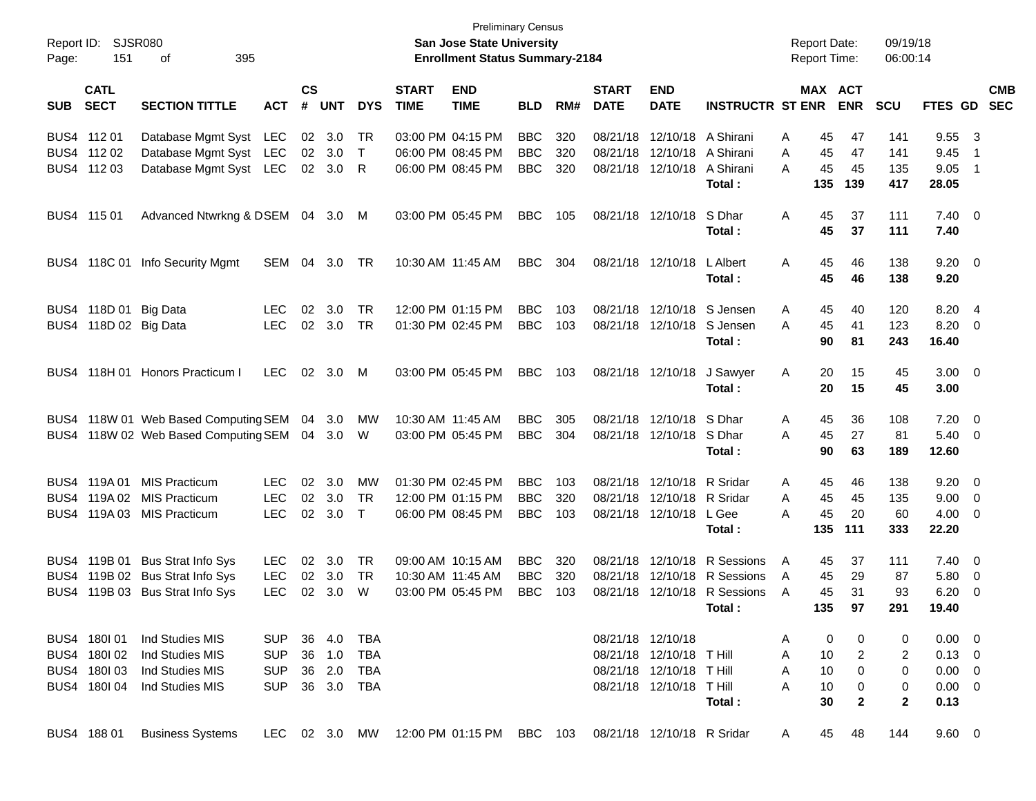Preliminary Census
**San Jose State University**
**Enrollment Status Summary-2184**

Report ID: SJSR080
Report Date: 09/19/18
Report Time: 06:00:14

| SUB | CATL SECT | SECTION TITTLE | ACT | CS # | UNT | DYS | START TIME | END TIME | BLD | RM# | START DATE | END DATE | INSTRUCTR | ST | MAX ENR | ACT ENR | SCU | FTES | GD | CMB SEC |
|---|---|---|---|---|---|---|---|---|---|---|---|---|---|---|---|---|---|---|---|---|
| BUS4 | 112 01 | Database Mgmt Syst | LEC | 02 | 3.0 | TR | 03:00 PM | 04:15 PM | BBC | 320 | 08/21/18 | 12/10/18 | A Shirani | A | 45 | 47 | 141 | 9.55 | 3 | |
| BUS4 | 112 02 | Database Mgmt Syst | LEC | 02 | 3.0 | T | 06:00 PM | 08:45 PM | BBC | 320 | 08/21/18 | 12/10/18 | A Shirani | A | 45 | 47 | 141 | 9.45 | 1 | |
| BUS4 | 112 03 | Database Mgmt Syst | LEC | 02 | 3.0 | R | 06:00 PM | 08:45 PM | BBC | 320 | 08/21/18 | 12/10/18 | A Shirani | A | 45 | 45 | 135 | 9.05 | 1 | |
| | | | | | | | | | | | | | **Total :** | | **135** | **139** | **417** | **28.05** | | |
| BUS4 | 115 01 | Advanced Ntwrkng & D | SEM | 04 | 3.0 | M | 03:00 PM | 05:45 PM | BBC | 105 | 08/21/18 | 12/10/18 | S Dhar | A | 45 | 37 | 111 | 7.40 | 0 | |
| | | | | | | | | | | | | | **Total :** | | **45** | **37** | **111** | **7.40** | | |
| BUS4 | 118C 01 | Info Security Mgmt | SEM | 04 | 3.0 | TR | 10:30 AM | 11:45 AM | BBC | 304 | 08/21/18 | 12/10/18 | L Albert | A | 45 | 46 | 138 | 9.20 | 0 | |
| | | | | | | | | | | | | | **Total :** | | **45** | **46** | **138** | **9.20** | | |
| BUS4 | 118D 01 | Big Data | LEC | 02 | 3.0 | TR | 12:00 PM | 01:15 PM | BBC | 103 | 08/21/18 | 12/10/18 | S Jensen | A | 45 | 40 | 120 | 8.20 | 4 | |
| BUS4 | 118D 02 | Big Data | LEC | 02 | 3.0 | TR | 01:30 PM | 02:45 PM | BBC | 103 | 08/21/18 | 12/10/18 | S Jensen | A | 45 | 41 | 123 | 8.20 | 0 | |
| | | | | | | | | | | | | | **Total :** | | **90** | **81** | **243** | **16.40** | | |
| BUS4 | 118H 01 | Honors Practicum I | LEC | 02 | 3.0 | M | 03:00 PM | 05:45 PM | BBC | 103 | 08/21/18 | 12/10/18 | J Sawyer | A | 20 | 15 | 45 | 3.00 | 0 | |
| | | | | | | | | | | | | | **Total :** | | **20** | **15** | **45** | **3.00** | | |
| BUS4 | 118W 01 | Web Based Computing | SEM | 04 | 3.0 | MW | 10:30 AM | 11:45 AM | BBC | 305 | 08/21/18 | 12/10/18 | S Dhar | A | 45 | 36 | 108 | 7.20 | 0 | |
| BUS4 | 118W 02 | Web Based Computing | SEM | 04 | 3.0 | W | 03:00 PM | 05:45 PM | BBC | 304 | 08/21/18 | 12/10/18 | S Dhar | A | 45 | 27 | 81 | 5.40 | 0 | |
| | | | | | | | | | | | | | **Total :** | | **90** | **63** | **189** | **12.60** | | |
| BUS4 | 119A 01 | MIS Practicum | LEC | 02 | 3.0 | MW | 01:30 PM | 02:45 PM | BBC | 103 | 08/21/18 | 12/10/18 | R Sridar | A | 45 | 46 | 138 | 9.20 | 0 | |
| BUS4 | 119A 02 | MIS Practicum | LEC | 02 | 3.0 | TR | 12:00 PM | 01:15 PM | BBC | 320 | 08/21/18 | 12/10/18 | R Sridar | A | 45 | 45 | 135 | 9.00 | 0 | |
| BUS4 | 119A 03 | MIS Practicum | LEC | 02 | 3.0 | T | 06:00 PM | 08:45 PM | BBC | 103 | 08/21/18 | 12/10/18 | L Gee | A | 45 | 20 | 60 | 4.00 | 0 | |
| | | | | | | | | | | | | | **Total :** | | **135** | **111** | **333** | **22.20** | | |
| BUS4 | 119B 01 | Bus Strat Info Sys | LEC | 02 | 3.0 | TR | 09:00 AM | 10:15 AM | BBC | 320 | 08/21/18 | 12/10/18 | R Sessions | A | 45 | 37 | 111 | 7.40 | 0 | |
| BUS4 | 119B 02 | Bus Strat Info Sys | LEC | 02 | 3.0 | TR | 10:30 AM | 11:45 AM | BBC | 320 | 08/21/18 | 12/10/18 | R Sessions | A | 45 | 29 | 87 | 5.80 | 0 | |
| BUS4 | 119B 03 | Bus Strat Info Sys | LEC | 02 | 3.0 | W | 03:00 PM | 05:45 PM | BBC | 103 | 08/21/18 | 12/10/18 | R Sessions | A | 45 | 31 | 93 | 6.20 | 0 | |
| | | | | | | | | | | | | | **Total :** | | **135** | **97** | **291** | **19.40** | | |
| BUS4 | 180I 01 | Ind Studies MIS | SUP | 36 | 4.0 | TBA | | | | | 08/21/18 | 12/10/18 | | A | 0 | 0 | 0 | 0.00 | 0 | |
| BUS4 | 180I 02 | Ind Studies MIS | SUP | 36 | 1.0 | TBA | | | | | 08/21/18 | 12/10/18 | T Hill | A | 10 | 2 | 2 | 0.13 | 0 | |
| BUS4 | 180I 03 | Ind Studies MIS | SUP | 36 | 2.0 | TBA | | | | | 08/21/18 | 12/10/18 | T Hill | A | 10 | 0 | 0 | 0.00 | 0 | |
| BUS4 | 180I 04 | Ind Studies MIS | SUP | 36 | 3.0 | TBA | | | | | 08/21/18 | 12/10/18 | T Hill | A | 10 | 0 | 0 | 0.00 | 0 | |
| | | | | | | | | | | | | | **Total :** | | **30** | **2** | **2** | **0.13** | | |
| BUS4 | 188 01 | Business Systems | LEC | 02 | 3.0 | MW | 12:00 PM | 01:15 PM | BBC | 103 | 08/21/18 | 12/10/18 | R Sridar | A | 45 | 48 | 144 | 9.60 | 0 | |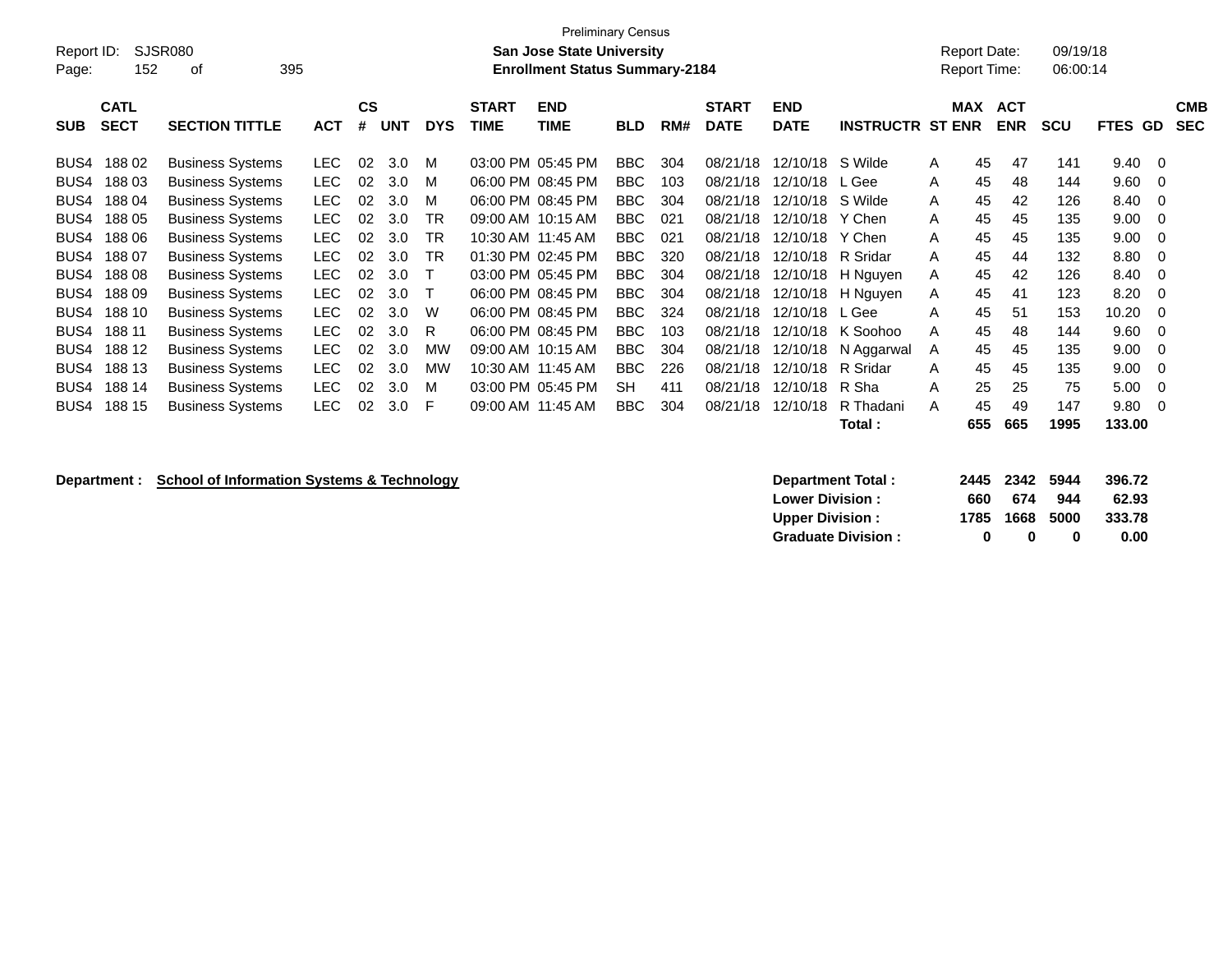Preliminary Census

Report ID: SJSR080 **San Jose State University** Report Date: 09/19/18

Page: 152 of 395 **Enrollment Status Summary-2184** Report Time: 06:00:14

| SUB | CATL SECT | SECTION TITTLE | ACT | CS # | UNT | DYS | START TIME | END TIME | BLD | RM# | START DATE | END DATE | INSTRUCTR | ST | MAX ENR | ACT ENR | SCU | FTES | GD | CMB SEC |
|---|---|---|---|---|---|---|---|---|---|---|---|---|---|---|---|---|---|---|---|---|
| BUS4 | 188 02 | Business Systems | LEC | 02 | 3.0 | M | 03:00 PM | 05:45 PM | BBC | 304 | 08/21/18 | 12/10/18 | S Wilde | A | 45 | 47 | 141 | 9.40 | 0 | |
| BUS4 | 188 03 | Business Systems | LEC | 02 | 3.0 | M | 06:00 PM | 08:45 PM | BBC | 103 | 08/21/18 | 12/10/18 | L Gee | A | 45 | 48 | 144 | 9.60 | 0 | |
| BUS4 | 188 04 | Business Systems | LEC | 02 | 3.0 | M | 06:00 PM | 08:45 PM | BBC | 304 | 08/21/18 | 12/10/18 | S Wilde | A | 45 | 42 | 126 | 8.40 | 0 | |
| BUS4 | 188 05 | Business Systems | LEC | 02 | 3.0 | TR | 09:00 AM | 10:15 AM | BBC | 021 | 08/21/18 | 12/10/18 | Y Chen | A | 45 | 45 | 135 | 9.00 | 0 | |
| BUS4 | 188 06 | Business Systems | LEC | 02 | 3.0 | TR | 10:30 AM | 11:45 AM | BBC | 021 | 08/21/18 | 12/10/18 | Y Chen | A | 45 | 45 | 135 | 9.00 | 0 | |
| BUS4 | 188 07 | Business Systems | LEC | 02 | 3.0 | TR | 01:30 PM | 02:45 PM | BBC | 320 | 08/21/18 | 12/10/18 | R Sridar | A | 45 | 44 | 132 | 8.80 | 0 | |
| BUS4 | 188 08 | Business Systems | LEC | 02 | 3.0 | T | 03:00 PM | 05:45 PM | BBC | 304 | 08/21/18 | 12/10/18 | H Nguyen | A | 45 | 42 | 126 | 8.40 | 0 | |
| BUS4 | 188 09 | Business Systems | LEC | 02 | 3.0 | T | 06:00 PM | 08:45 PM | BBC | 304 | 08/21/18 | 12/10/18 | H Nguyen | A | 45 | 41 | 123 | 8.20 | 0 | |
| BUS4 | 188 10 | Business Systems | LEC | 02 | 3.0 | W | 06:00 PM | 08:45 PM | BBC | 324 | 08/21/18 | 12/10/18 | L Gee | A | 45 | 51 | 153 | 10.20 | 0 | |
| BUS4 | 188 11 | Business Systems | LEC | 02 | 3.0 | R | 06:00 PM | 08:45 PM | BBC | 103 | 08/21/18 | 12/10/18 | K Soohoo | A | 45 | 48 | 144 | 9.60 | 0 | |
| BUS4 | 188 12 | Business Systems | LEC | 02 | 3.0 | MW | 09:00 AM | 10:15 AM | BBC | 304 | 08/21/18 | 12/10/18 | N Aggarwal | A | 45 | 45 | 135 | 9.00 | 0 | |
| BUS4 | 188 13 | Business Systems | LEC | 02 | 3.0 | MW | 10:30 AM | 11:45 AM | BBC | 226 | 08/21/18 | 12/10/18 | R Sridar | A | 45 | 45 | 135 | 9.00 | 0 | |
| BUS4 | 188 14 | Business Systems | LEC | 02 | 3.0 | M | 03:00 PM | 05:45 PM | SH | 411 | 08/21/18 | 12/10/18 | R Sha | A | 25 | 25 | 75 | 5.00 | 0 | |
| BUS4 | 188 15 | Business Systems | LEC | 02 | 3.0 | F | 09:00 AM | 11:45 AM | BBC | 304 | 08/21/18 | 12/10/18 | R Thadani | A | 45 | 49 | 147 | 9.80 | 0 | |
| | | | | | | | | | | | | | **Total :** | | **655** | **665** | **1995** | **133.00** | | |

**Department :** **School of Information Systems & Technology**

| | MAX ENR | ACT ENR | SCU | FTES |
|---|---|---|---|---|
| **Department Total :** | **2445** | **2342** | **5944** | **396.72** |
| **Lower Division :** | **660** | **674** | **944** | **62.93** |
| **Upper Division :** | **1785** | **1668** | **5000** | **333.78** |
| **Graduate Division :** | **0** | **0** | **0** | **0.00** |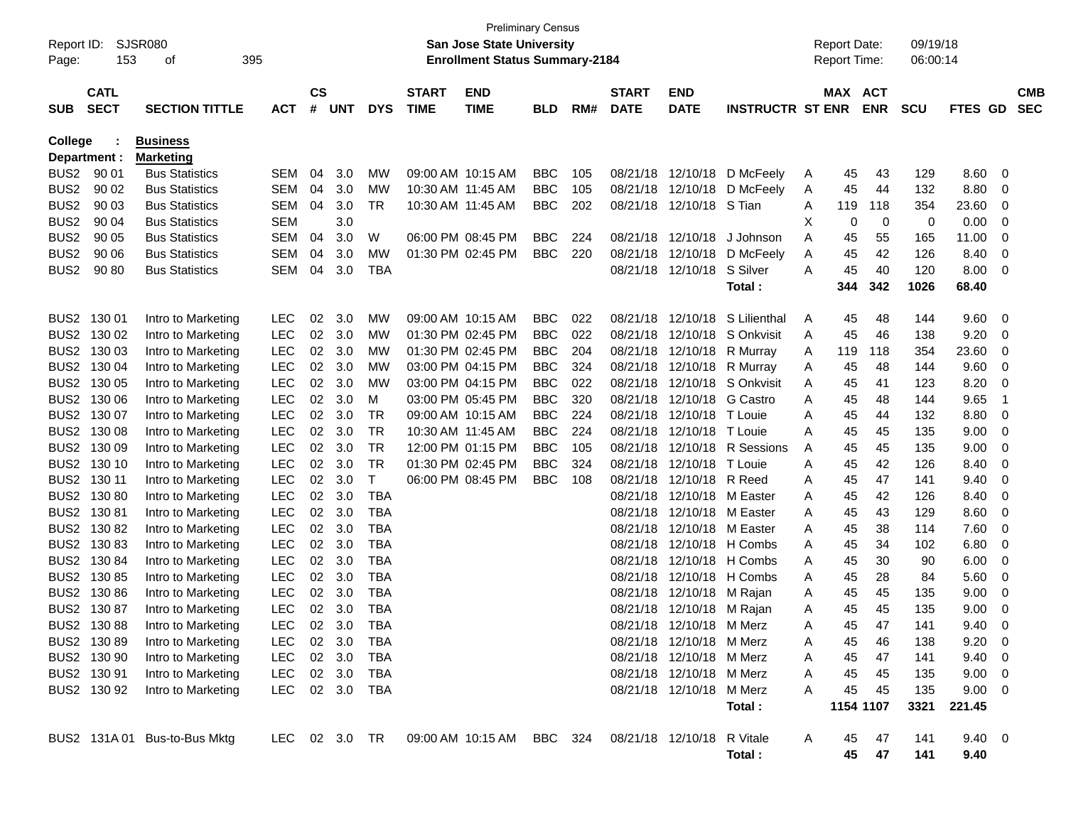Preliminary Census

Report ID: SJSR080

**San Jose State University**

**Enrollment Status Summary-2184**

Report Date: 09/19/18

Report Time: 06:00:14

**College : Business**

**Department : Marketing**

| SUB | CATL SECT | SECTION TITTLE | ACT | CS # | UNT | DYS | START TIME | END TIME | BLD | RM# | START DATE | END DATE | INSTRUCTR | ST | MAX ENR | ACT ENR | SCU | FTES | GD | CMB SEC |
|---|---|---|---|---|---|---|---|---|---|---|---|---|---|---|---|---|---|---|---|---|
| BUS2 | 90 01 | Bus Statistics | SEM | 04 | 3.0 | MW | 09:00 AM | 10:15 AM | BBC | 105 | 08/21/18 | 12/10/18 | D McFeely | A | 45 | 43 | 129 | 8.60 | 0 | |
| BUS2 | 90 02 | Bus Statistics | SEM | 04 | 3.0 | MW | 10:30 AM | 11:45 AM | BBC | 105 | 08/21/18 | 12/10/18 | D McFeely | A | 45 | 44 | 132 | 8.80 | 0 | |
| BUS2 | 90 03 | Bus Statistics | SEM | 04 | 3.0 | TR | 10:30 AM | 11:45 AM | BBC | 202 | 08/21/18 | 12/10/18 | S Tian | A | 119 | 118 | 354 | 23.60 | 0 | |
| BUS2 | 90 04 | Bus Statistics | SEM | | 3.0 | | | | | | | | | X | 0 | 0 | 0 | 0.00 | 0 | |
| BUS2 | 90 05 | Bus Statistics | SEM | 04 | 3.0 | W | 06:00 PM | 08:45 PM | BBC | 224 | 08/21/18 | 12/10/18 | J Johnson | A | 45 | 55 | 165 | 11.00 | 0 | |
| BUS2 | 90 06 | Bus Statistics | SEM | 04 | 3.0 | MW | 01:30 PM | 02:45 PM | BBC | 220 | 08/21/18 | 12/10/18 | D McFeely | A | 45 | 42 | 126 | 8.40 | 0 | |
| BUS2 | 90 80 | Bus Statistics | SEM | 04 | 3.0 | TBA | | | | | 08/21/18 | 12/10/18 | S Silver | A | 45 | 40 | 120 | 8.00 | 0 | |
| | | | | | | | | | | | | | **Total :** | | **344** | **342** | **1026** | **68.40** | | |
| BUS2 | 130 01 | Intro to Marketing | LEC | 02 | 3.0 | MW | 09:00 AM | 10:15 AM | BBC | 022 | 08/21/18 | 12/10/18 | S Lilienthal | A | 45 | 48 | 144 | 9.60 | 0 | |
| BUS2 | 130 02 | Intro to Marketing | LEC | 02 | 3.0 | MW | 01:30 PM | 02:45 PM | BBC | 022 | 08/21/18 | 12/10/18 | S Onkvisit | A | 45 | 46 | 138 | 9.20 | 0 | |
| BUS2 | 130 03 | Intro to Marketing | LEC | 02 | 3.0 | MW | 01:30 PM | 02:45 PM | BBC | 204 | 08/21/18 | 12/10/18 | R Murray | A | 119 | 118 | 354 | 23.60 | 0 | |
| BUS2 | 130 04 | Intro to Marketing | LEC | 02 | 3.0 | MW | 03:00 PM | 04:15 PM | BBC | 324 | 08/21/18 | 12/10/18 | R Murray | A | 45 | 48 | 144 | 9.60 | 0 | |
| BUS2 | 130 05 | Intro to Marketing | LEC | 02 | 3.0 | MW | 03:00 PM | 04:15 PM | BBC | 022 | 08/21/18 | 12/10/18 | S Onkvisit | A | 45 | 41 | 123 | 8.20 | 0 | |
| BUS2 | 130 06 | Intro to Marketing | LEC | 02 | 3.0 | M | 03:00 PM | 05:45 PM | BBC | 320 | 08/21/18 | 12/10/18 | G Castro | A | 45 | 48 | 144 | 9.65 | 1 | |
| BUS2 | 130 07 | Intro to Marketing | LEC | 02 | 3.0 | TR | 09:00 AM | 10:15 AM | BBC | 224 | 08/21/18 | 12/10/18 | T Louie | A | 45 | 44 | 132 | 8.80 | 0 | |
| BUS2 | 130 08 | Intro to Marketing | LEC | 02 | 3.0 | TR | 10:30 AM | 11:45 AM | BBC | 224 | 08/21/18 | 12/10/18 | T Louie | A | 45 | 45 | 135 | 9.00 | 0 | |
| BUS2 | 130 09 | Intro to Marketing | LEC | 02 | 3.0 | TR | 12:00 PM | 01:15 PM | BBC | 105 | 08/21/18 | 12/10/18 | R Sessions | A | 45 | 45 | 135 | 9.00 | 0 | |
| BUS2 | 130 10 | Intro to Marketing | LEC | 02 | 3.0 | TR | 01:30 PM | 02:45 PM | BBC | 324 | 08/21/18 | 12/10/18 | T Louie | A | 45 | 42 | 126 | 8.40 | 0 | |
| BUS2 | 130 11 | Intro to Marketing | LEC | 02 | 3.0 | T | 06:00 PM | 08:45 PM | BBC | 108 | 08/21/18 | 12/10/18 | R Reed | A | 45 | 47 | 141 | 9.40 | 0 | |
| BUS2 | 130 80 | Intro to Marketing | LEC | 02 | 3.0 | TBA | | | | | 08/21/18 | 12/10/18 | M Easter | A | 45 | 42 | 126 | 8.40 | 0 | |
| BUS2 | 130 81 | Intro to Marketing | LEC | 02 | 3.0 | TBA | | | | | 08/21/18 | 12/10/18 | M Easter | A | 45 | 43 | 129 | 8.60 | 0 | |
| BUS2 | 130 82 | Intro to Marketing | LEC | 02 | 3.0 | TBA | | | | | 08/21/18 | 12/10/18 | M Easter | A | 45 | 38 | 114 | 7.60 | 0 | |
| BUS2 | 130 83 | Intro to Marketing | LEC | 02 | 3.0 | TBA | | | | | 08/21/18 | 12/10/18 | H Combs | A | 45 | 34 | 102 | 6.80 | 0 | |
| BUS2 | 130 84 | Intro to Marketing | LEC | 02 | 3.0 | TBA | | | | | 08/21/18 | 12/10/18 | H Combs | A | 45 | 30 | 90 | 6.00 | 0 | |
| BUS2 | 130 85 | Intro to Marketing | LEC | 02 | 3.0 | TBA | | | | | 08/21/18 | 12/10/18 | H Combs | A | 45 | 28 | 84 | 5.60 | 0 | |
| BUS2 | 130 86 | Intro to Marketing | LEC | 02 | 3.0 | TBA | | | | | 08/21/18 | 12/10/18 | M Rajan | A | 45 | 45 | 135 | 9.00 | 0 | |
| BUS2 | 130 87 | Intro to Marketing | LEC | 02 | 3.0 | TBA | | | | | 08/21/18 | 12/10/18 | M Rajan | A | 45 | 45 | 135 | 9.00 | 0 | |
| BUS2 | 130 88 | Intro to Marketing | LEC | 02 | 3.0 | TBA | | | | | 08/21/18 | 12/10/18 | M Merz | A | 45 | 47 | 141 | 9.40 | 0 | |
| BUS2 | 130 89 | Intro to Marketing | LEC | 02 | 3.0 | TBA | | | | | 08/21/18 | 12/10/18 | M Merz | A | 45 | 46 | 138 | 9.20 | 0 | |
| BUS2 | 130 90 | Intro to Marketing | LEC | 02 | 3.0 | TBA | | | | | 08/21/18 | 12/10/18 | M Merz | A | 45 | 47 | 141 | 9.40 | 0 | |
| BUS2 | 130 91 | Intro to Marketing | LEC | 02 | 3.0 | TBA | | | | | 08/21/18 | 12/10/18 | M Merz | A | 45 | 45 | 135 | 9.00 | 0 | |
| BUS2 | 130 92 | Intro to Marketing | LEC | 02 | 3.0 | TBA | | | | | 08/21/18 | 12/10/18 | M Merz | A | 45 | 45 | 135 | 9.00 | 0 | |
| | | | | | | | | | | | | | **Total :** | | **1154** | **1107** | **3321** | **221.45** | | |
| BUS2 | 131A 01 | Bus-to-Bus Mktg | LEC | 02 | 3.0 | TR | 09:00 AM | 10:15 AM | BBC | 324 | 08/21/18 | 12/10/18 | R Vitale | A | 45 | 47 | 141 | 9.40 | 0 | |
| | | | | | | | | | | | | | **Total :** | | **45** | **47** | **141** | **9.40** | | |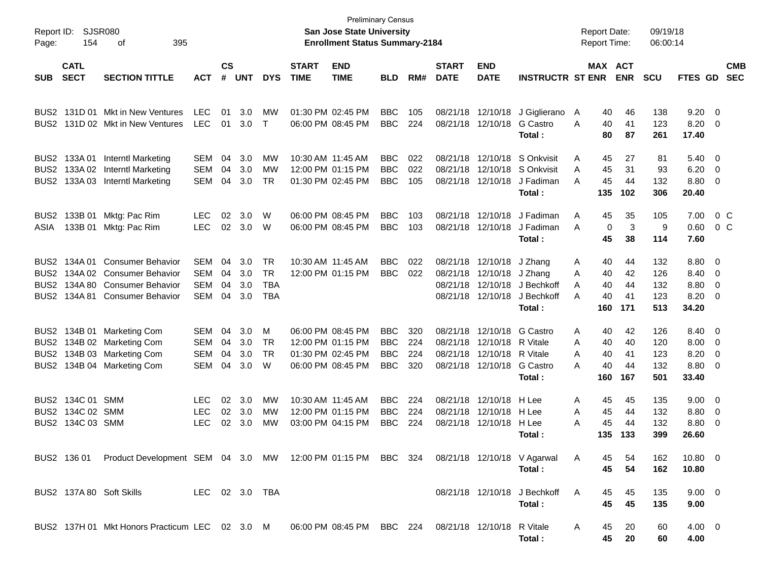Preliminary Census

**San Jose State University**

**Enrollment Status Summary-2184**

Report ID: SJSR080

Report Date: 09/19/18

Report Time: 06:00:14

| SUB | CATL SECT | SECTION TITTLE | ACT | CS # | UNT | DYS | START TIME | END TIME | BLD | RM# | START DATE | END DATE | INSTRUCTR | ST | MAX ENR | ACT ENR | SCU | FTES | GD | CMB SEC |
|---|---|---|---|---|---|---|---|---|---|---|---|---|---|---|---|---|---|---|---|---|
| BUS2 | 131D 01 | Mkt in New Ventures | LEC | 01 | 3.0 | MW | 01:30 PM | 02:45 PM | BBC | 105 | 08/21/18 | 12/10/18 | J Giglierano | A | 40 | 46 | 138 | 9.20 | 0 | |
| BUS2 | 131D 02 | Mkt in New Ventures | LEC | 01 | 3.0 | T | 06:00 PM | 08:45 PM | BBC | 224 | 08/21/18 | 12/10/18 | G Castro | A | 40 | 41 | 123 | 8.20 | 0 | |
| | | | | | | | | | | | | | **Total :** | | **80** | **87** | **261** | **17.40** | | |
| BUS2 | 133A 01 | Interntl Marketing | SEM | 04 | 3.0 | MW | 10:30 AM | 11:45 AM | BBC | 022 | 08/21/18 | 12/10/18 | S Onkvisit | A | 45 | 27 | 81 | 5.40 | 0 | |
| BUS2 | 133A 02 | Interntl Marketing | SEM | 04 | 3.0 | MW | 12:00 PM | 01:15 PM | BBC | 022 | 08/21/18 | 12/10/18 | S Onkvisit | A | 45 | 31 | 93 | 6.20 | 0 | |
| BUS2 | 133A 03 | Interntl Marketing | SEM | 04 | 3.0 | TR | 01:30 PM | 02:45 PM | BBC | 105 | 08/21/18 | 12/10/18 | J Fadiman | A | 45 | 44 | 132 | 8.80 | 0 | |
| | | | | | | | | | | | | | **Total :** | | **135** | **102** | **306** | **20.40** | | |
| BUS2 | 133B 01 | Mktg: Pac Rim | LEC | 02 | 3.0 | W | 06:00 PM | 08:45 PM | BBC | 103 | 08/21/18 | 12/10/18 | J Fadiman | A | 45 | 35 | 105 | 7.00 | 0 | C |
| ASIA | 133B 01 | Mktg: Pac Rim | LEC | 02 | 3.0 | W | 06:00 PM | 08:45 PM | BBC | 103 | 08/21/18 | 12/10/18 | J Fadiman | A | 0 | 3 | 9 | 0.60 | 0 | C |
| | | | | | | | | | | | | | **Total :** | | **45** | **38** | **114** | **7.60** | | |
| BUS2 | 134A 01 | Consumer Behavior | SEM | 04 | 3.0 | TR | 10:30 AM | 11:45 AM | BBC | 022 | 08/21/18 | 12/10/18 | J Zhang | A | 40 | 44 | 132 | 8.80 | 0 | |
| BUS2 | 134A 02 | Consumer Behavior | SEM | 04 | 3.0 | TR | 12:00 PM | 01:15 PM | BBC | 022 | 08/21/18 | 12/10/18 | J Zhang | A | 40 | 42 | 126 | 8.40 | 0 | |
| BUS2 | 134A 80 | Consumer Behavior | SEM | 04 | 3.0 | TBA | | | | | 08/21/18 | 12/10/18 | J Bechkoff | A | 40 | 44 | 132 | 8.80 | 0 | |
| BUS2 | 134A 81 | Consumer Behavior | SEM | 04 | 3.0 | TBA | | | | | 08/21/18 | 12/10/18 | J Bechkoff | A | 40 | 41 | 123 | 8.20 | 0 | |
| | | | | | | | | | | | | | **Total :** | | **160** | **171** | **513** | **34.20** | | |
| BUS2 | 134B 01 | Marketing Com | SEM | 04 | 3.0 | M | 06:00 PM | 08:45 PM | BBC | 320 | 08/21/18 | 12/10/18 | G Castro | A | 40 | 42 | 126 | 8.40 | 0 | |
| BUS2 | 134B 02 | Marketing Com | SEM | 04 | 3.0 | TR | 12:00 PM | 01:15 PM | BBC | 224 | 08/21/18 | 12/10/18 | R Vitale | A | 40 | 40 | 120 | 8.00 | 0 | |
| BUS2 | 134B 03 | Marketing Com | SEM | 04 | 3.0 | TR | 01:30 PM | 02:45 PM | BBC | 224 | 08/21/18 | 12/10/18 | R Vitale | A | 40 | 41 | 123 | 8.20 | 0 | |
| BUS2 | 134B 04 | Marketing Com | SEM | 04 | 3.0 | W | 06:00 PM | 08:45 PM | BBC | 320 | 08/21/18 | 12/10/18 | G Castro | A | 40 | 44 | 132 | 8.80 | 0 | |
| | | | | | | | | | | | | | **Total :** | | **160** | **167** | **501** | **33.40** | | |
| BUS2 | 134C 01 | SMM | LEC | 02 | 3.0 | MW | 10:30 AM | 11:45 AM | BBC | 224 | 08/21/18 | 12/10/18 | H Lee | A | 45 | 45 | 135 | 9.00 | 0 | |
| BUS2 | 134C 02 | SMM | LEC | 02 | 3.0 | MW | 12:00 PM | 01:15 PM | BBC | 224 | 08/21/18 | 12/10/18 | H Lee | A | 45 | 44 | 132 | 8.80 | 0 | |
| BUS2 | 134C 03 | SMM | LEC | 02 | 3.0 | MW | 03:00 PM | 04:15 PM | BBC | 224 | 08/21/18 | 12/10/18 | H Lee | A | 45 | 44 | 132 | 8.80 | 0 | |
| | | | | | | | | | | | | | **Total :** | | **135** | **133** | **399** | **26.60** | | |
| BUS2 | 136 01 | Product Development | SEM | 04 | 3.0 | MW | 12:00 PM | 01:15 PM | BBC | 324 | 08/21/18 | 12/10/18 | V Agarwal | A | 45 | 54 | 162 | 10.80 | 0 | |
| | | | | | | | | | | | | | **Total :** | | **45** | **54** | **162** | **10.80** | | |
| BUS2 | 137A 80 | Soft Skills | LEC | 02 | 3.0 | TBA | | | | | 08/21/18 | 12/10/18 | J Bechkoff | A | 45 | 45 | 135 | 9.00 | 0 | |
| | | | | | | | | | | | | | **Total :** | | **45** | **45** | **135** | **9.00** | | |
| BUS2 | 137H 01 | Mkt Honors Practicum | LEC | 02 | 3.0 | M | 06:00 PM | 08:45 PM | BBC | 224 | 08/21/18 | 12/10/18 | R Vitale | A | 45 | 20 | 60 | 4.00 | 0 | |
| | | | | | | | | | | | | | **Total :** | | **45** | **20** | **60** | **4.00** | | |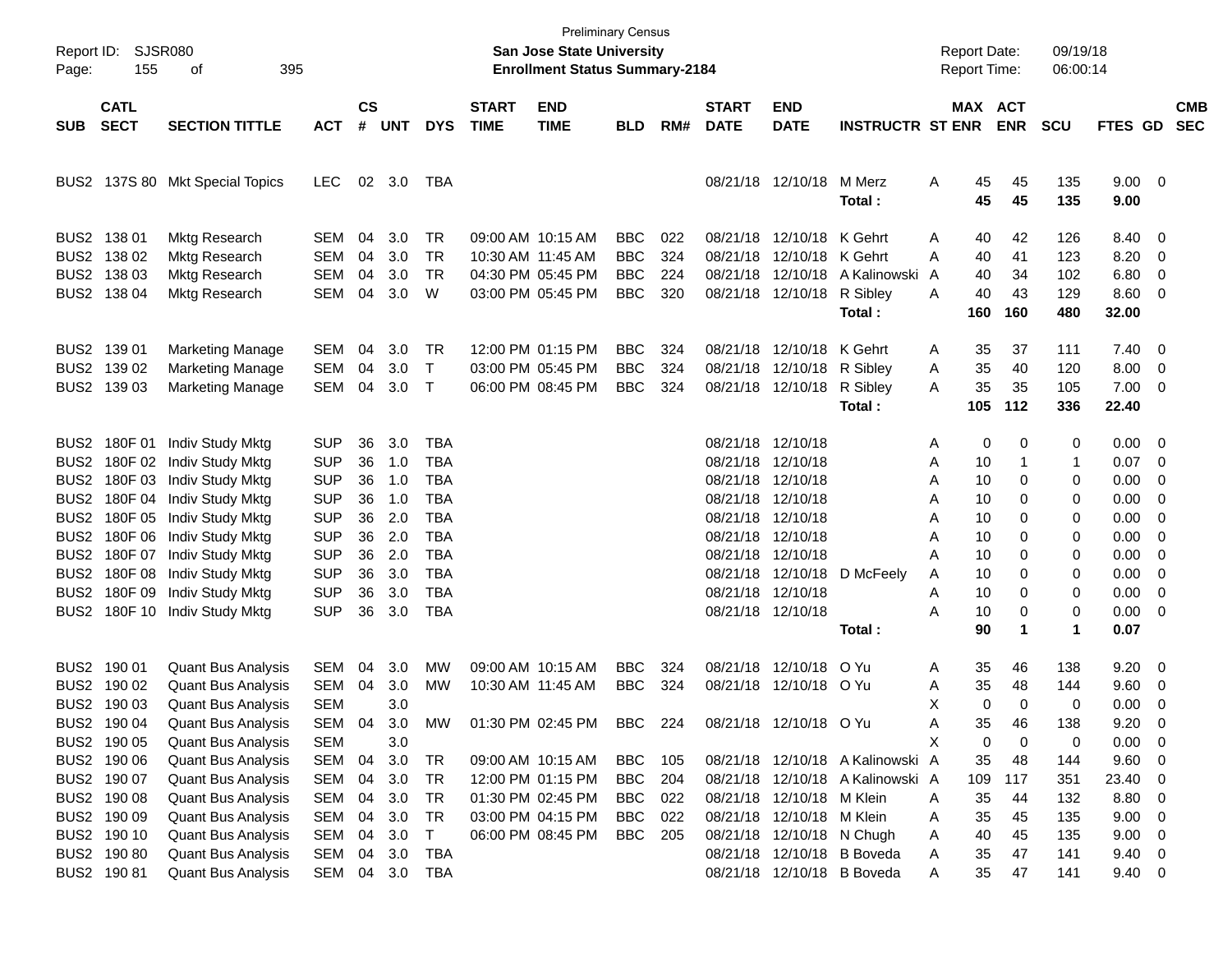Preliminary Census

**San Jose State University**

**Enrollment Status Summary-2184**

Report ID: SJSR080
Report Date: 09/19/18
Report Time: 06:00:14

| SUB | CATL SECT | SECTION TITTLE | ACT | CS # | UNT | DYS | START TIME | END TIME | BLD | RM# | START DATE | END DATE | INSTRUCTR | ST | MAX ENR | ACT ENR | SCU | FTES | GD | CMB SEC |
|---|---|---|---|---|---|---|---|---|---|---|---|---|---|---|---|---|---|---|---|---|
| BUS2 | 137S 80 | Mkt Special Topics | LEC | 02 | 3.0 | TBA | | | | | 08/21/18 | 12/10/18 | M Merz | A | 45 | 45 | 135 | 9.00 | 0 | |
| | | | | | | | | | | | | | **Total :** | | **45** | **45** | **135** | **9.00** | | |
| BUS2 | 138 01 | Mktg Research | SEM | 04 | 3.0 | TR | 09:00 AM | 10:15 AM | BBC | 022 | 08/21/18 | 12/10/18 | K Gehrt | A | 40 | 42 | 126 | 8.40 | 0 | |
| BUS2 | 138 02 | Mktg Research | SEM | 04 | 3.0 | TR | 10:30 AM | 11:45 AM | BBC | 324 | 08/21/18 | 12/10/18 | K Gehrt | A | 40 | 41 | 123 | 8.20 | 0 | |
| BUS2 | 138 03 | Mktg Research | SEM | 04 | 3.0 | TR | 04:30 PM | 05:45 PM | BBC | 224 | 08/21/18 | 12/10/18 | A Kalinowski | A | 40 | 34 | 102 | 6.80 | 0 | |
| BUS2 | 138 04 | Mktg Research | SEM | 04 | 3.0 | W | 03:00 PM | 05:45 PM | BBC | 320 | 08/21/18 | 12/10/18 | R Sibley | A | 40 | 43 | 129 | 8.60 | 0 | |
| | | | | | | | | | | | | | **Total :** | | **160** | **160** | **480** | **32.00** | | |
| BUS2 | 139 01 | Marketing Manage | SEM | 04 | 3.0 | TR | 12:00 PM | 01:15 PM | BBC | 324 | 08/21/18 | 12/10/18 | K Gehrt | A | 35 | 37 | 111 | 7.40 | 0 | |
| BUS2 | 139 02 | Marketing Manage | SEM | 04 | 3.0 | T | 03:00 PM | 05:45 PM | BBC | 324 | 08/21/18 | 12/10/18 | R Sibley | A | 35 | 40 | 120 | 8.00 | 0 | |
| BUS2 | 139 03 | Marketing Manage | SEM | 04 | 3.0 | T | 06:00 PM | 08:45 PM | BBC | 324 | 08/21/18 | 12/10/18 | R Sibley | A | 35 | 35 | 105 | 7.00 | 0 | |
| | | | | | | | | | | | | | **Total :** | | **105** | **112** | **336** | **22.40** | | |
| BUS2 | 180F 01 | Indiv Study Mktg | SUP | 36 | 3.0 | TBA | | | | | 08/21/18 | 12/10/18 | | A | 0 | 0 | 0 | 0.00 | 0 | |
| BUS2 | 180F 02 | Indiv Study Mktg | SUP | 36 | 1.0 | TBA | | | | | 08/21/18 | 12/10/18 | | A | 10 | 1 | 1 | 0.07 | 0 | |
| BUS2 | 180F 03 | Indiv Study Mktg | SUP | 36 | 1.0 | TBA | | | | | 08/21/18 | 12/10/18 | | A | 10 | 0 | 0 | 0.00 | 0 | |
| BUS2 | 180F 04 | Indiv Study Mktg | SUP | 36 | 1.0 | TBA | | | | | 08/21/18 | 12/10/18 | | A | 10 | 0 | 0 | 0.00 | 0 | |
| BUS2 | 180F 05 | Indiv Study Mktg | SUP | 36 | 2.0 | TBA | | | | | 08/21/18 | 12/10/18 | | A | 10 | 0 | 0 | 0.00 | 0 | |
| BUS2 | 180F 06 | Indiv Study Mktg | SUP | 36 | 2.0 | TBA | | | | | 08/21/18 | 12/10/18 | | A | 10 | 0 | 0 | 0.00 | 0 | |
| BUS2 | 180F 07 | Indiv Study Mktg | SUP | 36 | 2.0 | TBA | | | | | 08/21/18 | 12/10/18 | | A | 10 | 0 | 0 | 0.00 | 0 | |
| BUS2 | 180F 08 | Indiv Study Mktg | SUP | 36 | 3.0 | TBA | | | | | 08/21/18 | 12/10/18 | D McFeely | A | 10 | 0 | 0 | 0.00 | 0 | |
| BUS2 | 180F 09 | Indiv Study Mktg | SUP | 36 | 3.0 | TBA | | | | | 08/21/18 | 12/10/18 | | A | 10 | 0 | 0 | 0.00 | 0 | |
| BUS2 | 180F 10 | Indiv Study Mktg | SUP | 36 | 3.0 | TBA | | | | | 08/21/18 | 12/10/18 | | A | 10 | 0 | 0 | 0.00 | 0 | |
| | | | | | | | | | | | | | **Total :** | | **90** | **1** | **1** | **0.07** | | |
| BUS2 | 190 01 | Quant Bus Analysis | SEM | 04 | 3.0 | MW | 09:00 AM | 10:15 AM | BBC | 324 | 08/21/18 | 12/10/18 | O Yu | A | 35 | 46 | 138 | 9.20 | 0 | |
| BUS2 | 190 02 | Quant Bus Analysis | SEM | 04 | 3.0 | MW | 10:30 AM | 11:45 AM | BBC | 324 | 08/21/18 | 12/10/18 | O Yu | A | 35 | 48 | 144 | 9.60 | 0 | |
| BUS2 | 190 03 | Quant Bus Analysis | SEM | | 3.0 | | | | | | | | | X | 0 | 0 | 0 | 0.00 | 0 | |
| BUS2 | 190 04 | Quant Bus Analysis | SEM | 04 | 3.0 | MW | 01:30 PM | 02:45 PM | BBC | 224 | 08/21/18 | 12/10/18 | O Yu | A | 35 | 46 | 138 | 9.20 | 0 | |
| BUS2 | 190 05 | Quant Bus Analysis | SEM | | 3.0 | | | | | | | | | X | 0 | 0 | 0 | 0.00 | 0 | |
| BUS2 | 190 06 | Quant Bus Analysis | SEM | 04 | 3.0 | TR | 09:00 AM | 10:15 AM | BBC | 105 | 08/21/18 | 12/10/18 | A Kalinowski | A | 35 | 48 | 144 | 9.60 | 0 | |
| BUS2 | 190 07 | Quant Bus Analysis | SEM | 04 | 3.0 | TR | 12:00 PM | 01:15 PM | BBC | 204 | 08/21/18 | 12/10/18 | A Kalinowski | A | 109 | 117 | 351 | 23.40 | 0 | |
| BUS2 | 190 08 | Quant Bus Analysis | SEM | 04 | 3.0 | TR | 01:30 PM | 02:45 PM | BBC | 022 | 08/21/18 | 12/10/18 | M Klein | A | 35 | 44 | 132 | 8.80 | 0 | |
| BUS2 | 190 09 | Quant Bus Analysis | SEM | 04 | 3.0 | TR | 03:00 PM | 04:15 PM | BBC | 022 | 08/21/18 | 12/10/18 | M Klein | A | 35 | 45 | 135 | 9.00 | 0 | |
| BUS2 | 190 10 | Quant Bus Analysis | SEM | 04 | 3.0 | T | 06:00 PM | 08:45 PM | BBC | 205 | 08/21/18 | 12/10/18 | N Chugh | A | 40 | 45 | 135 | 9.00 | 0 | |
| BUS2 | 190 80 | Quant Bus Analysis | SEM | 04 | 3.0 | TBA | | | | | 08/21/18 | 12/10/18 | B Boveda | A | 35 | 47 | 141 | 9.40 | 0 | |
| BUS2 | 190 81 | Quant Bus Analysis | SEM | 04 | 3.0 | TBA | | | | | 08/21/18 | 12/10/18 | B Boveda | A | 35 | 47 | 141 | 9.40 | 0 | |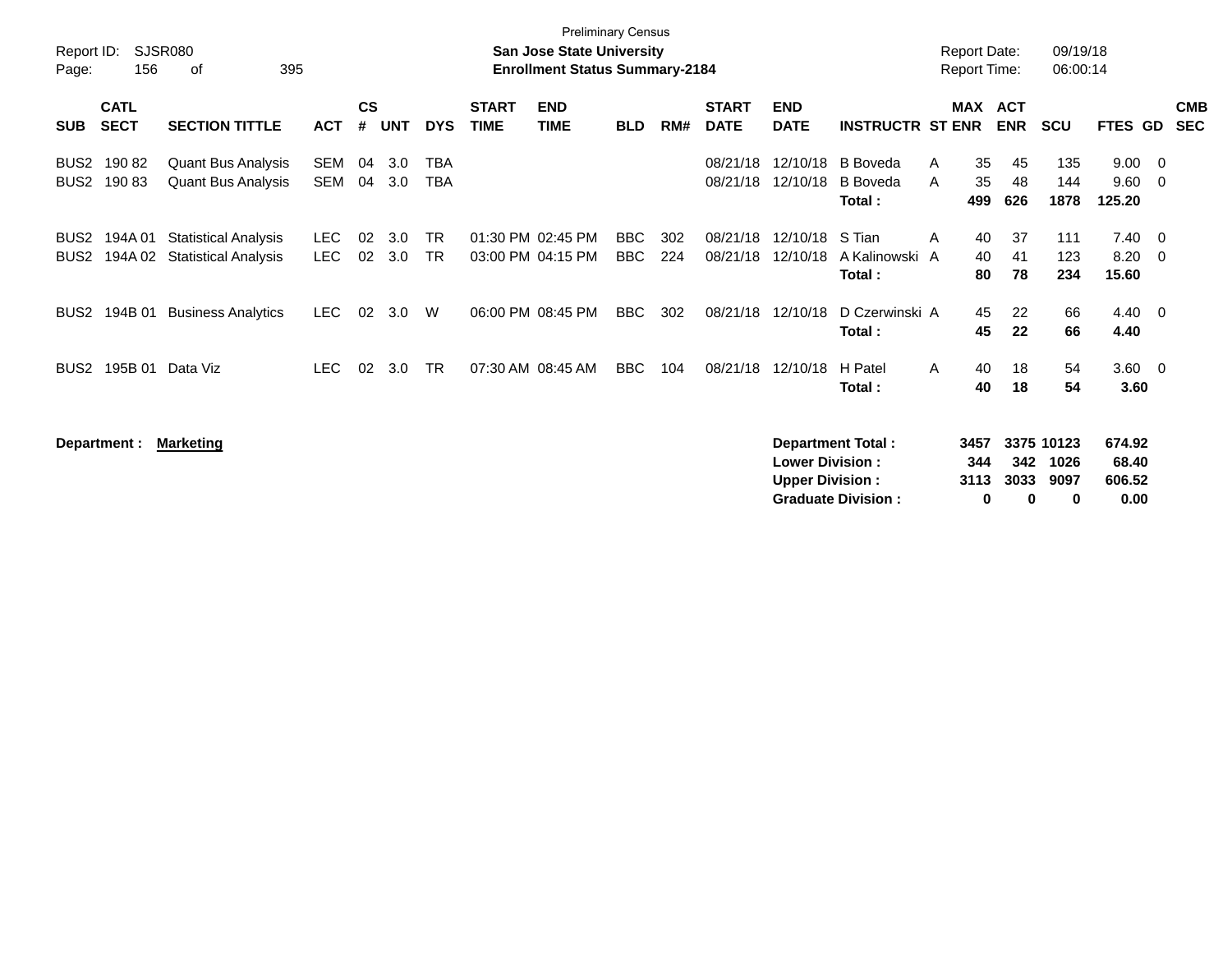Preliminary Census

**San Jose State University**
**Enrollment Status Summary-2184**

Report ID: SJSR080
Report Date: 09/19/18
Report Time: 06:00:14

| SUB | CATL SECT | SECTION TITTLE | ACT | CS # | UNT | DYS | START TIME | END TIME | BLD | RM# | START DATE | END DATE | INSTRUCTR | ST | MAX ENR | ACT ENR | SCU | FTES | GD | CMB SEC |
|---|---|---|---|---|---|---|---|---|---|---|---|---|---|---|---|---|---|---|---|---|
| BUS2 | 190 82 | Quant Bus Analysis | SEM | 04 | 3.0 | TBA | | | | | 08/21/18 | 12/10/18 | B Boveda | A | 35 | 45 | 135 | 9.00 | 0 | |
| BUS2 | 190 83 | Quant Bus Analysis | SEM | 04 | 3.0 | TBA | | | | | 08/21/18 | 12/10/18 | B Boveda | A | 35 | 48 | 144 | 9.60 | 0 | |
| | | | | | | | | | | | | | **Total :** | | **499** | **626** | **1878** | **125.20** | | |
| BUS2 | 194A 01 | Statistical Analysis | LEC | 02 | 3.0 | TR | 01:30 PM | 02:45 PM | BBC | 302 | 08/21/18 | 12/10/18 | S Tian | A | 40 | 37 | 111 | 7.40 | 0 | |
| BUS2 | 194A 02 | Statistical Analysis | LEC | 02 | 3.0 | TR | 03:00 PM | 04:15 PM | BBC | 224 | 08/21/18 | 12/10/18 | A Kalinowski | A | 40 | 41 | 123 | 8.20 | 0 | |
| | | | | | | | | | | | | | **Total :** | | **80** | **78** | **234** | **15.60** | | |
| BUS2 | 194B 01 | Business Analytics | LEC | 02 | 3.0 | W | 06:00 PM | 08:45 PM | BBC | 302 | 08/21/18 | 12/10/18 | D Czerwinski | A | 45 | 22 | 66 | 4.40 | 0 | |
| | | | | | | | | | | | | | **Total :** | | **45** | **22** | **66** | **4.40** | | |
| BUS2 | 195B 01 | Data Viz | LEC | 02 | 3.0 | TR | 07:30 AM | 08:45 AM | BBC | 104 | 08/21/18 | 12/10/18 | H Patel | A | 40 | 18 | 54 | 3.60 | 0 | |
| | | | | | | | | | | | | | **Total :** | | **40** | **18** | **54** | **3.60** | | |

**Department :** **Marketing**

| | MAX ENR | ACT ENR | SCU | FTES |
|---|---|---|---|---|
| **Department Total :** | **3457** | **3375** | **10123** | **674.92** |
| **Lower Division :** | **344** | **342** | **1026** | **68.40** |
| **Upper Division :** | **3113** | **3033** | **9097** | **606.52** |
| **Graduate Division :** | **0** | **0** | **0** | **0.00** |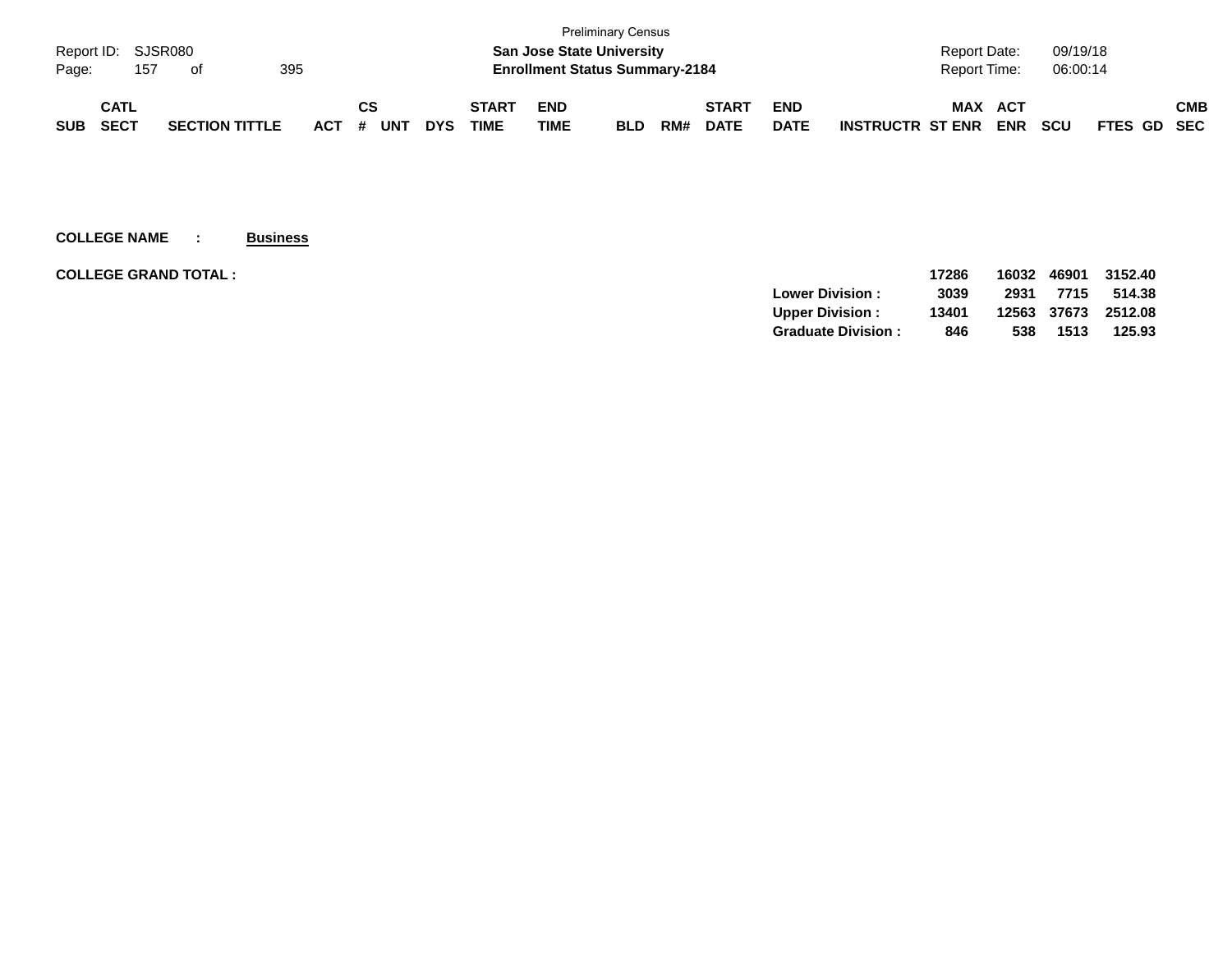| SUB | CATL SECT | SECTION TITTLE | ACT | CS # | UNT | DYS | START TIME | END TIME | BLD | RM# | START DATE | END DATE | INSTRUCTR | MAX ST ENR | ACT ENR | SCU | FTES | GD | CMB SEC |
|---|---|---|---|---|---|---|---|---|---|---|---|---|---|---|---|---|---|---|---|

**COLLEGE NAME : Business**

**COLLEGE GRAND TOTAL :**

| | MAX ST ENR | ACT ENR | SCU | FTES |
|---|---|---|---|---|
| | 17286 | 16032 | 46901 | 3152.40 |
| Lower Division : | 3039 | 2931 | 7715 | 514.38 |
| Upper Division : | 13401 | 12563 | 37673 | 2512.08 |
| Graduate Division : | 846 | 538 | 1513 | 125.93 |